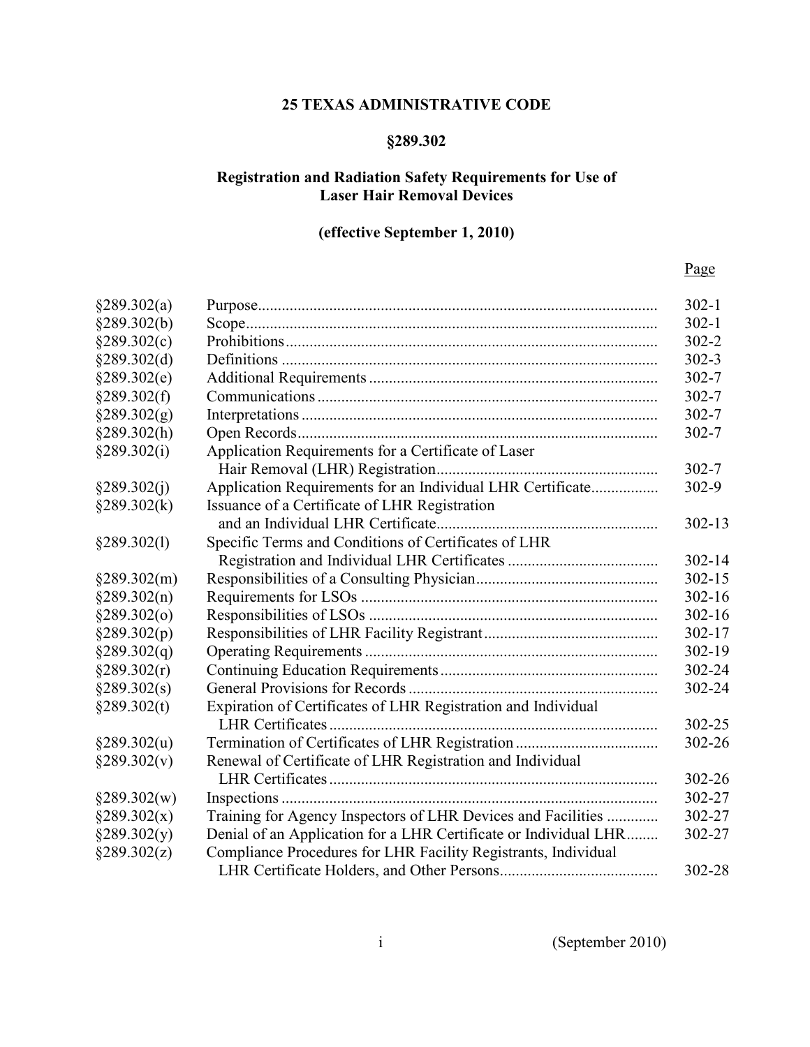# 25 TEXAS ADMINISTRATIVE CODE

## §289.302

## Registration and Radiation Safety Requirements for Use of Laser Hair Removal Devices

## (effective September 1, 2010)

| | | Page |
|---|---|---|
| §289.302(a) | Purpose | 302-1 |
| §289.302(b) | Scope | 302-1 |
| §289.302(c) | Prohibitions | 302-2 |
| §289.302(d) | Definitions | 302-3 |
| §289.302(e) | Additional Requirements | 302-7 |
| §289.302(f) | Communications | 302-7 |
| §289.302(g) | Interpretations | 302-7 |
| §289.302(h) | Open Records | 302-7 |
| §289.302(i) | Application Requirements for a Certificate of Laser Hair Removal (LHR) Registration | 302-7 |
| §289.302(j) | Application Requirements for an Individual LHR Certificate | 302-9 |
| §289.302(k) | Issuance of a Certificate of LHR Registration and an Individual LHR Certificate | 302-13 |
| §289.302(l) | Specific Terms and Conditions of Certificates of LHR Registration and Individual LHR Certificates | 302-14 |
| §289.302(m) | Responsibilities of a Consulting Physician | 302-15 |
| §289.302(n) | Requirements for LSOs | 302-16 |
| §289.302(o) | Responsibilities of LSOs | 302-16 |
| §289.302(p) | Responsibilities of LHR Facility Registrant | 302-17 |
| §289.302(q) | Operating Requirements | 302-19 |
| §289.302(r) | Continuing Education Requirements | 302-24 |
| §289.302(s) | General Provisions for Records | 302-24 |
| §289.302(t) | Expiration of Certificates of LHR Registration and Individual LHR Certificates | 302-25 |
| §289.302(u) | Termination of Certificates of LHR Registration | 302-26 |
| §289.302(v) | Renewal of Certificate of LHR Registration and Individual LHR Certificates | 302-26 |
| §289.302(w) | Inspections | 302-27 |
| §289.302(x) | Training for Agency Inspectors of LHR Devices and Facilities | 302-27 |
| §289.302(y) | Denial of an Application for a LHR Certificate or Individual LHR | 302-27 |
| §289.302(z) | Compliance Procedures for LHR Facility Registrants, Individual LHR Certificate Holders, and Other Persons | 302-28 |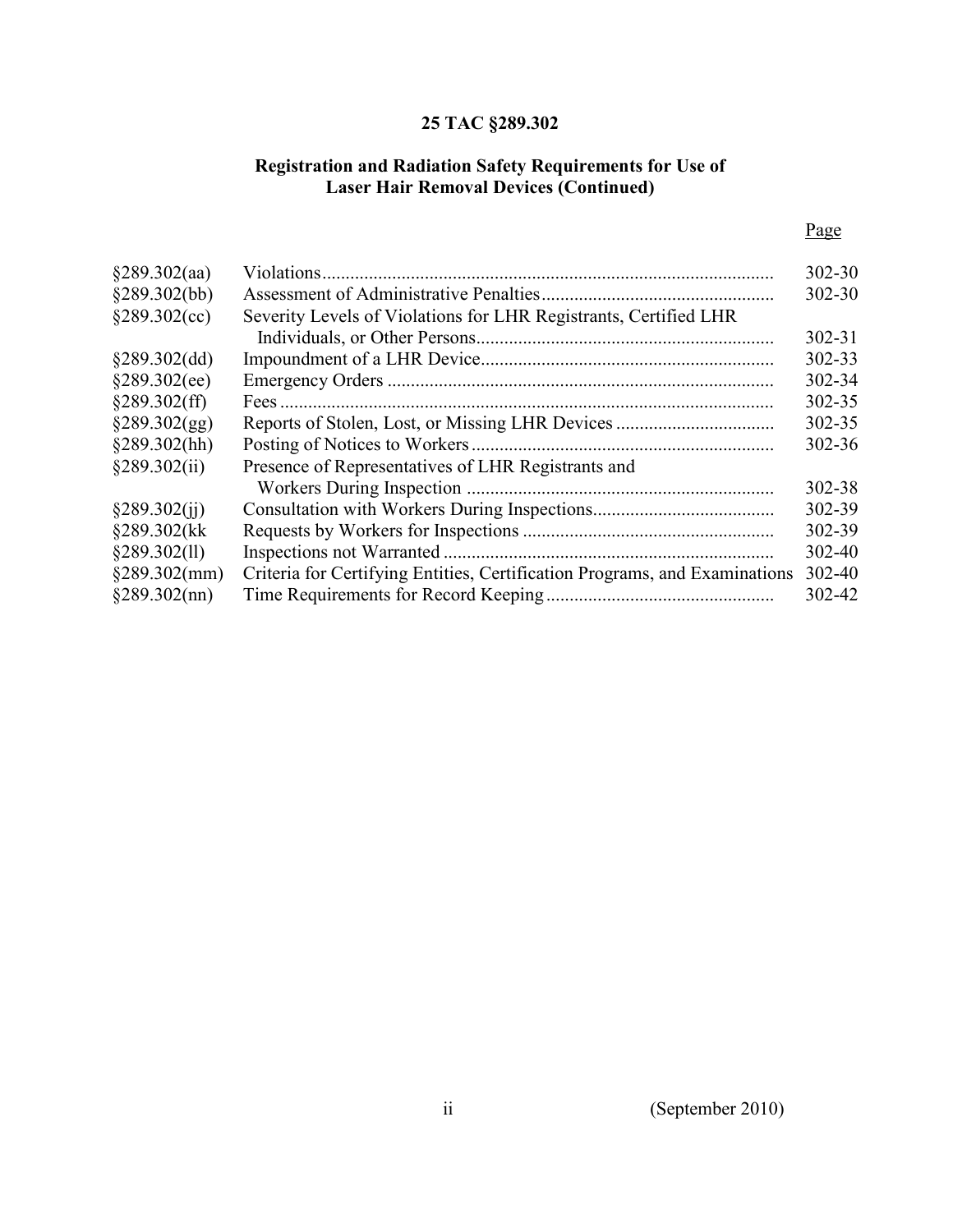**25 TAC §289.302**

**Registration and Radiation Safety Requirements for Use of Laser Hair Removal Devices (Continued)**

| | | Page |
|---|---|---|
| §289.302(aa) | Violations | 302-30 |
| §289.302(bb) | Assessment of Administrative Penalties | 302-30 |
| §289.302(cc) | Severity Levels of Violations for LHR Registrants, Certified LHR Individuals, or Other Persons | 302-31 |
| §289.302(dd) | Impoundment of a LHR Device | 302-33 |
| §289.302(ee) | Emergency Orders | 302-34 |
| §289.302(ff) | Fees | 302-35 |
| §289.302(gg) | Reports of Stolen, Lost, or Missing LHR Devices | 302-35 |
| §289.302(hh) | Posting of Notices to Workers | 302-36 |
| §289.302(ii) | Presence of Representatives of LHR Registrants and Workers During Inspection | 302-38 |
| §289.302(jj) | Consultation with Workers During Inspections | 302-39 |
| §289.302(kk | Requests by Workers for Inspections | 302-39 |
| §289.302(ll) | Inspections not Warranted | 302-40 |
| §289.302(mm) | Criteria for Certifying Entities, Certification Programs, and Examinations | 302-40 |
| §289.302(nn) | Time Requirements for Record Keeping | 302-42 |

(September 2010)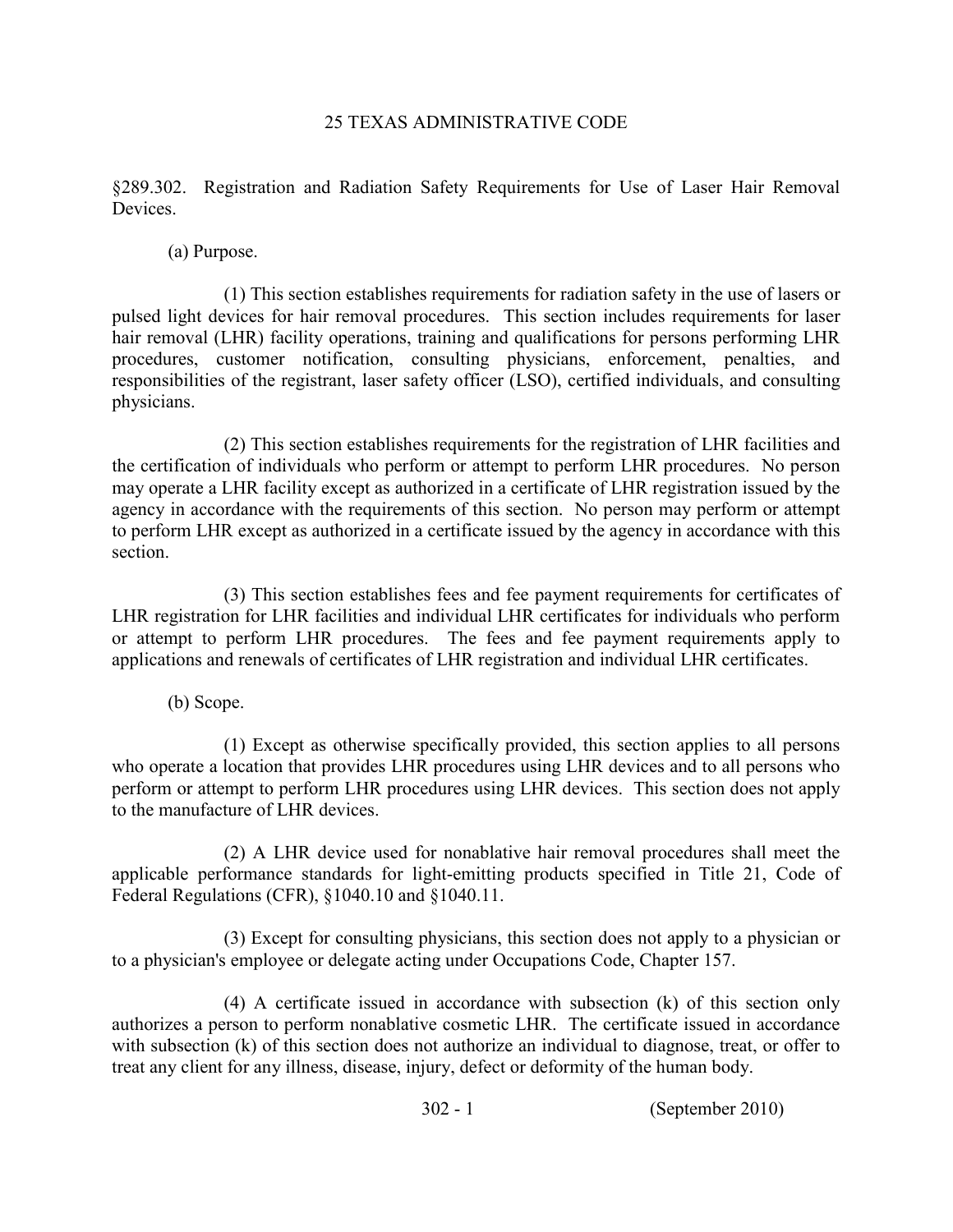25 TEXAS ADMINISTRATIVE CODE

§289.302. Registration and Radiation Safety Requirements for Use of Laser Hair Removal Devices.

(a) Purpose.

(1) This section establishes requirements for radiation safety in the use of lasers or pulsed light devices for hair removal procedures. This section includes requirements for laser hair removal (LHR) facility operations, training and qualifications for persons performing LHR procedures, customer notification, consulting physicians, enforcement, penalties, and responsibilities of the registrant, laser safety officer (LSO), certified individuals, and consulting physicians.

(2) This section establishes requirements for the registration of LHR facilities and the certification of individuals who perform or attempt to perform LHR procedures. No person may operate a LHR facility except as authorized in a certificate of LHR registration issued by the agency in accordance with the requirements of this section. No person may perform or attempt to perform LHR except as authorized in a certificate issued by the agency in accordance with this section.

(3) This section establishes fees and fee payment requirements for certificates of LHR registration for LHR facilities and individual LHR certificates for individuals who perform or attempt to perform LHR procedures. The fees and fee payment requirements apply to applications and renewals of certificates of LHR registration and individual LHR certificates.

(b) Scope.

(1) Except as otherwise specifically provided, this section applies to all persons who operate a location that provides LHR procedures using LHR devices and to all persons who perform or attempt to perform LHR procedures using LHR devices. This section does not apply to the manufacture of LHR devices.

(2) A LHR device used for nonablative hair removal procedures shall meet the applicable performance standards for light-emitting products specified in Title 21, Code of Federal Regulations (CFR), §1040.10 and §1040.11.

(3) Except for consulting physicians, this section does not apply to a physician or to a physician's employee or delegate acting under Occupations Code, Chapter 157.

(4) A certificate issued in accordance with subsection (k) of this section only authorizes a person to perform nonablative cosmetic LHR. The certificate issued in accordance with subsection (k) of this section does not authorize an individual to diagnose, treat, or offer to treat any client for any illness, disease, injury, defect or deformity of the human body.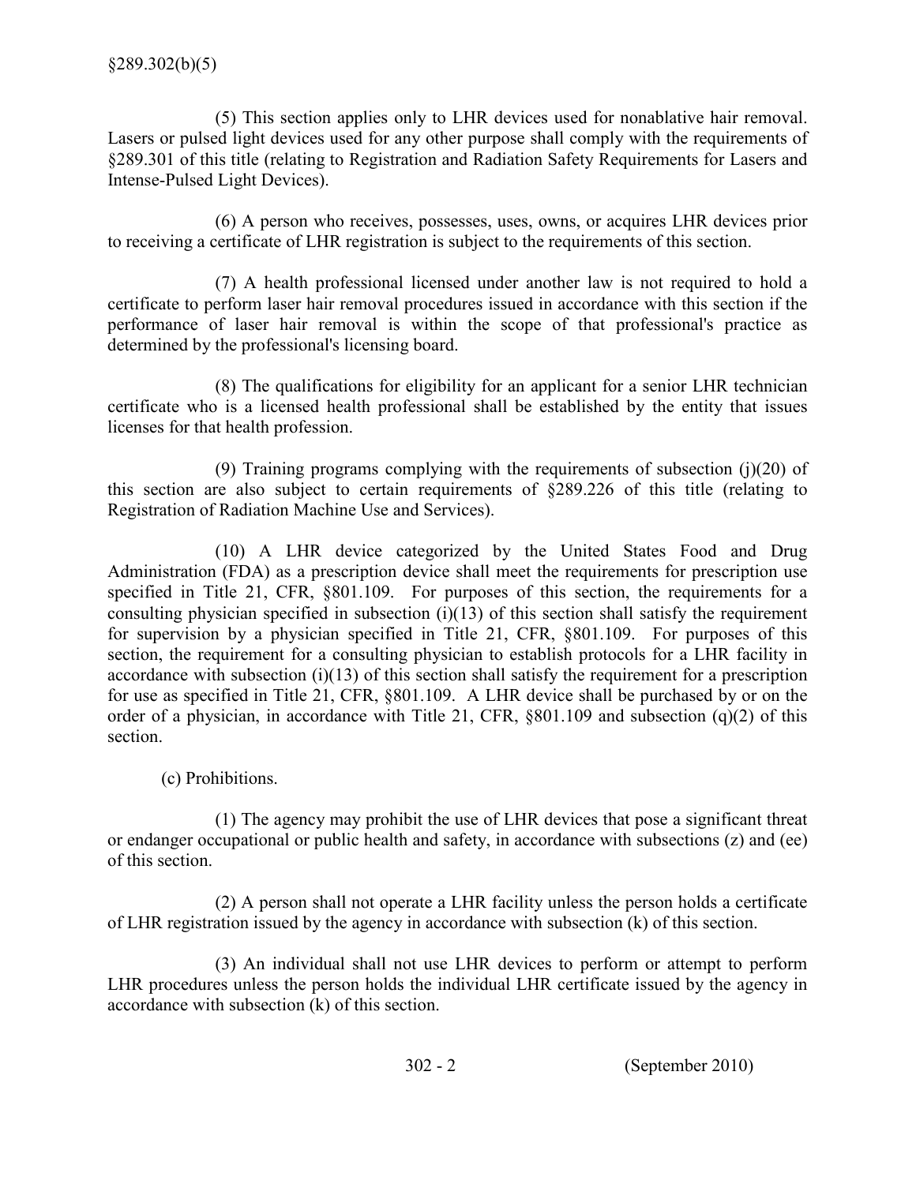(5) This section applies only to LHR devices used for nonablative hair removal. Lasers or pulsed light devices used for any other purpose shall comply with the requirements of §289.301 of this title (relating to Registration and Radiation Safety Requirements for Lasers and Intense-Pulsed Light Devices).

(6) A person who receives, possesses, uses, owns, or acquires LHR devices prior to receiving a certificate of LHR registration is subject to the requirements of this section.

(7) A health professional licensed under another law is not required to hold a certificate to perform laser hair removal procedures issued in accordance with this section if the performance of laser hair removal is within the scope of that professional's practice as determined by the professional's licensing board.

(8) The qualifications for eligibility for an applicant for a senior LHR technician certificate who is a licensed health professional shall be established by the entity that issues licenses for that health profession.

(9) Training programs complying with the requirements of subsection (j)(20) of this section are also subject to certain requirements of §289.226 of this title (relating to Registration of Radiation Machine Use and Services).

(10) A LHR device categorized by the United States Food and Drug Administration (FDA) as a prescription device shall meet the requirements for prescription use specified in Title 21, CFR, §801.109. For purposes of this section, the requirements for a consulting physician specified in subsection (i)(13) of this section shall satisfy the requirement for supervision by a physician specified in Title 21, CFR, §801.109. For purposes of this section, the requirement for a consulting physician to establish protocols for a LHR facility in accordance with subsection (i)(13) of this section shall satisfy the requirement for a prescription for use as specified in Title 21, CFR, §801.109. A LHR device shall be purchased by or on the order of a physician, in accordance with Title 21, CFR, §801.109 and subsection (q)(2) of this section.

(c) Prohibitions.

(1) The agency may prohibit the use of LHR devices that pose a significant threat or endanger occupational or public health and safety, in accordance with subsections (z) and (ee) of this section.

(2) A person shall not operate a LHR facility unless the person holds a certificate of LHR registration issued by the agency in accordance with subsection (k) of this section.

(3) An individual shall not use LHR devices to perform or attempt to perform LHR procedures unless the person holds the individual LHR certificate issued by the agency in accordance with subsection (k) of this section.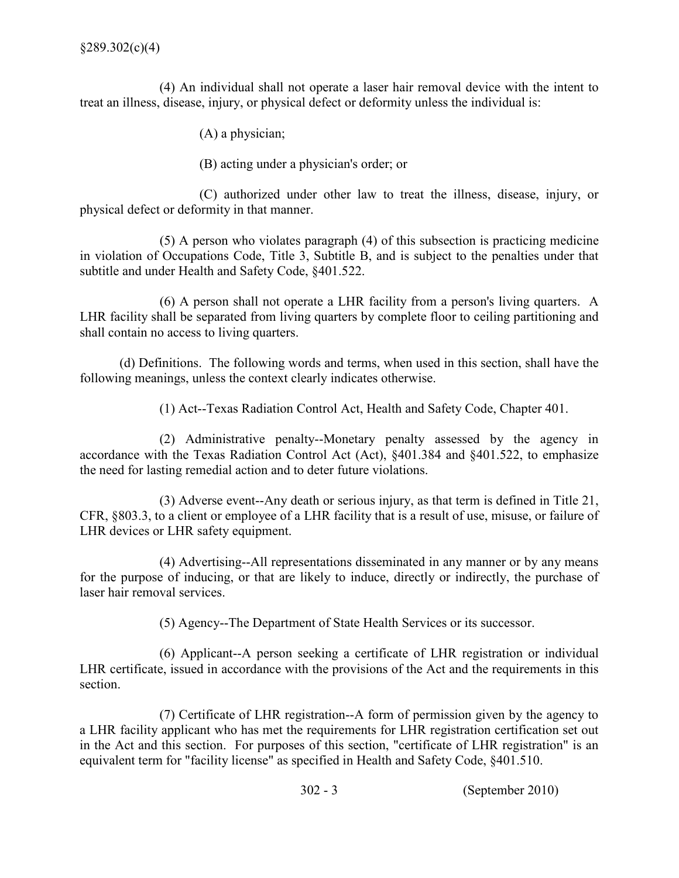(4) An individual shall not operate a laser hair removal device with the intent to treat an illness, disease, injury, or physical defect or deformity unless the individual is:

(A) a physician;

(B) acting under a physician's order; or

(C) authorized under other law to treat the illness, disease, injury, or physical defect or deformity in that manner.

(5) A person who violates paragraph (4) of this subsection is practicing medicine in violation of Occupations Code, Title 3, Subtitle B, and is subject to the penalties under that subtitle and under Health and Safety Code, §401.522.

(6) A person shall not operate a LHR facility from a person's living quarters. A LHR facility shall be separated from living quarters by complete floor to ceiling partitioning and shall contain no access to living quarters.

(d) Definitions. The following words and terms, when used in this section, shall have the following meanings, unless the context clearly indicates otherwise.

(1) Act--Texas Radiation Control Act, Health and Safety Code, Chapter 401.

(2) Administrative penalty--Monetary penalty assessed by the agency in accordance with the Texas Radiation Control Act (Act), §401.384 and §401.522, to emphasize the need for lasting remedial action and to deter future violations.

(3) Adverse event--Any death or serious injury, as that term is defined in Title 21, CFR, §803.3, to a client or employee of a LHR facility that is a result of use, misuse, or failure of LHR devices or LHR safety equipment.

(4) Advertising--All representations disseminated in any manner or by any means for the purpose of inducing, or that are likely to induce, directly or indirectly, the purchase of laser hair removal services.

(5) Agency--The Department of State Health Services or its successor.

(6) Applicant--A person seeking a certificate of LHR registration or individual LHR certificate, issued in accordance with the provisions of the Act and the requirements in this section.

(7) Certificate of LHR registration--A form of permission given by the agency to a LHR facility applicant who has met the requirements for LHR registration certification set out in the Act and this section. For purposes of this section, "certificate of LHR registration" is an equivalent term for "facility license" as specified in Health and Safety Code, §401.510.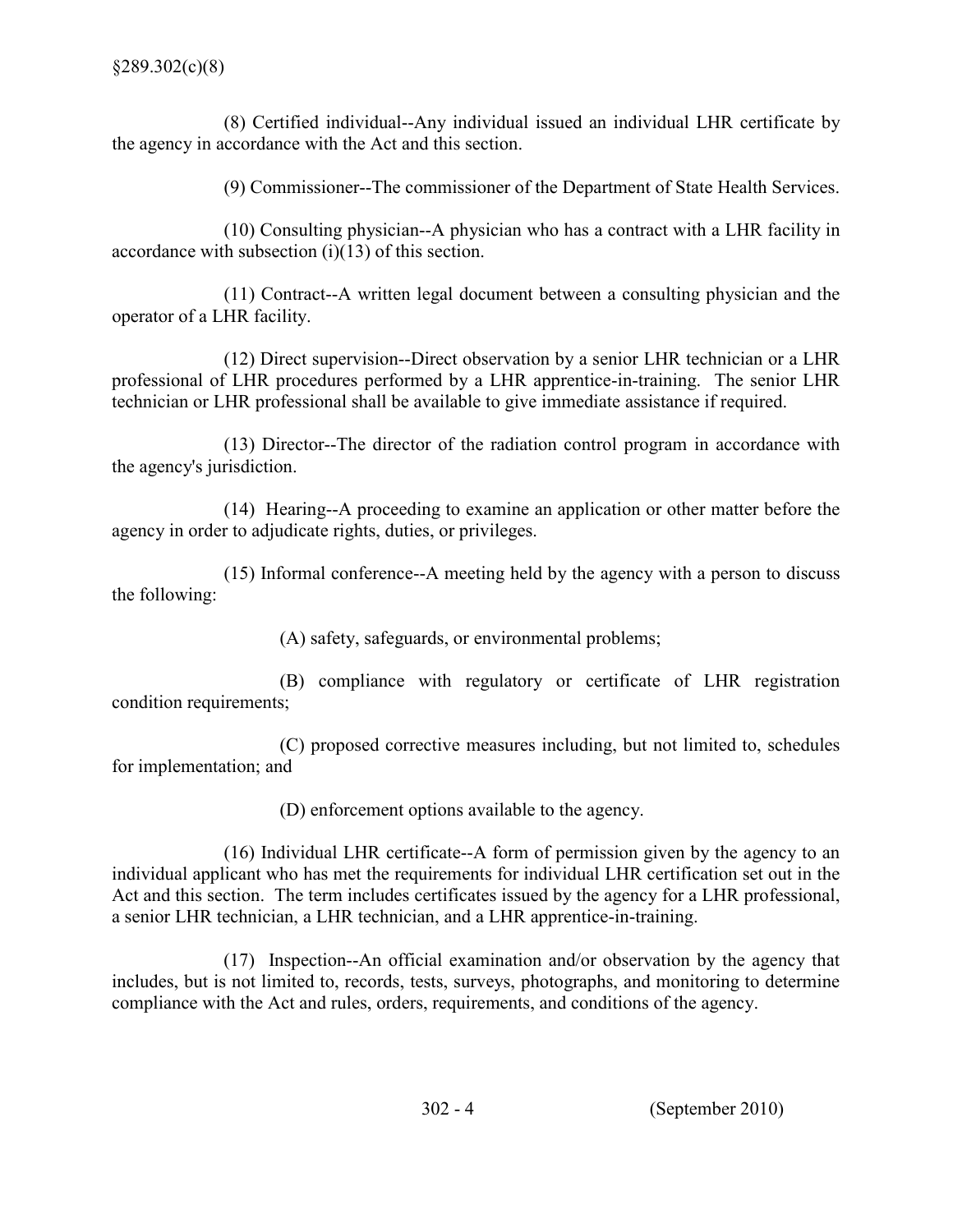(8) Certified individual--Any individual issued an individual LHR certificate by the agency in accordance with the Act and this section.

(9) Commissioner--The commissioner of the Department of State Health Services.

(10) Consulting physician--A physician who has a contract with a LHR facility in accordance with subsection (i)(13) of this section.

(11) Contract--A written legal document between a consulting physician and the operator of a LHR facility.

(12) Direct supervision--Direct observation by a senior LHR technician or a LHR professional of LHR procedures performed by a LHR apprentice-in-training. The senior LHR technician or LHR professional shall be available to give immediate assistance if required.

(13) Director--The director of the radiation control program in accordance with the agency's jurisdiction.

(14) Hearing--A proceeding to examine an application or other matter before the agency in order to adjudicate rights, duties, or privileges.

(15) Informal conference--A meeting held by the agency with a person to discuss the following:

(A) safety, safeguards, or environmental problems;

(B) compliance with regulatory or certificate of LHR registration condition requirements;

(C) proposed corrective measures including, but not limited to, schedules for implementation; and

(D) enforcement options available to the agency.

(16) Individual LHR certificate--A form of permission given by the agency to an individual applicant who has met the requirements for individual LHR certification set out in the Act and this section. The term includes certificates issued by the agency for a LHR professional, a senior LHR technician, a LHR technician, and a LHR apprentice-in-training.

(17) Inspection--An official examination and/or observation by the agency that includes, but is not limited to, records, tests, surveys, photographs, and monitoring to determine compliance with the Act and rules, orders, requirements, and conditions of the agency.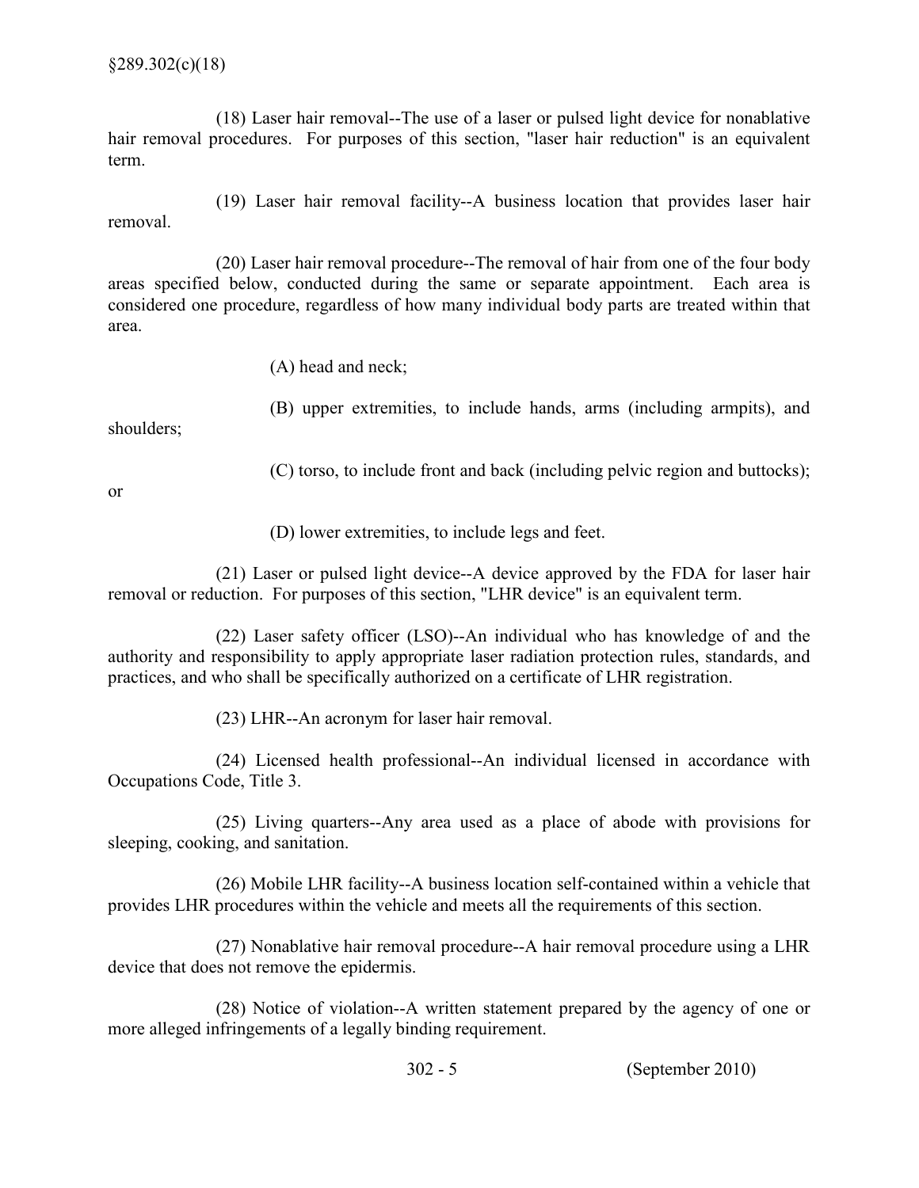(18) Laser hair removal--The use of a laser or pulsed light device for nonablative hair removal procedures. For purposes of this section, "laser hair reduction" is an equivalent term.

(19) Laser hair removal facility--A business location that provides laser hair removal.

(20) Laser hair removal procedure--The removal of hair from one of the four body areas specified below, conducted during the same or separate appointment. Each area is considered one procedure, regardless of how many individual body parts are treated within that area.

(A) head and neck;

(B) upper extremities, to include hands, arms (including armpits), and shoulders;

(C) torso, to include front and back (including pelvic region and buttocks); or

(D) lower extremities, to include legs and feet.

(21) Laser or pulsed light device--A device approved by the FDA for laser hair removal or reduction. For purposes of this section, "LHR device" is an equivalent term.

(22) Laser safety officer (LSO)--An individual who has knowledge of and the authority and responsibility to apply appropriate laser radiation protection rules, standards, and practices, and who shall be specifically authorized on a certificate of LHR registration.

(23) LHR--An acronym for laser hair removal.

(24) Licensed health professional--An individual licensed in accordance with Occupations Code, Title 3.

(25) Living quarters--Any area used as a place of abode with provisions for sleeping, cooking, and sanitation.

(26) Mobile LHR facility--A business location self-contained within a vehicle that provides LHR procedures within the vehicle and meets all the requirements of this section.

(27) Nonablative hair removal procedure--A hair removal procedure using a LHR device that does not remove the epidermis.

(28) Notice of violation--A written statement prepared by the agency of one or more alleged infringements of a legally binding requirement.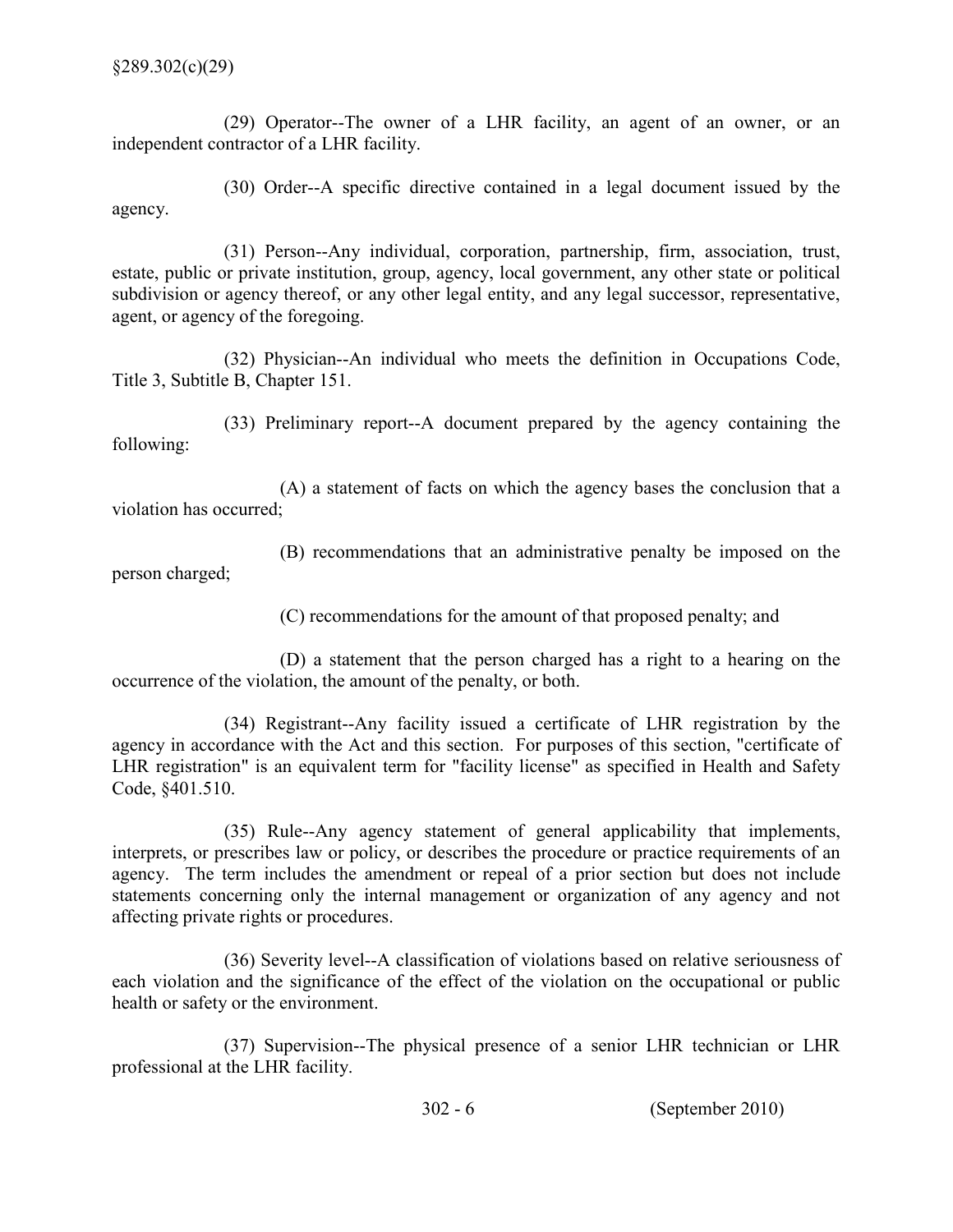(29) Operator--The owner of a LHR facility, an agent of an owner, or an independent contractor of a LHR facility.

(30) Order--A specific directive contained in a legal document issued by the agency.

(31) Person--Any individual, corporation, partnership, firm, association, trust, estate, public or private institution, group, agency, local government, any other state or political subdivision or agency thereof, or any other legal entity, and any legal successor, representative, agent, or agency of the foregoing.

(32) Physician--An individual who meets the definition in Occupations Code, Title 3, Subtitle B, Chapter 151.

(33) Preliminary report--A document prepared by the agency containing the following:

(A) a statement of facts on which the agency bases the conclusion that a violation has occurred;

(B) recommendations that an administrative penalty be imposed on the person charged;

(C) recommendations for the amount of that proposed penalty; and

(D) a statement that the person charged has a right to a hearing on the occurrence of the violation, the amount of the penalty, or both.

(34) Registrant--Any facility issued a certificate of LHR registration by the agency in accordance with the Act and this section. For purposes of this section, "certificate of LHR registration" is an equivalent term for "facility license" as specified in Health and Safety Code, §401.510.

(35) Rule--Any agency statement of general applicability that implements, interprets, or prescribes law or policy, or describes the procedure or practice requirements of an agency. The term includes the amendment or repeal of a prior section but does not include statements concerning only the internal management or organization of any agency and not affecting private rights or procedures.

(36) Severity level--A classification of violations based on relative seriousness of each violation and the significance of the effect of the violation on the occupational or public health or safety or the environment.

(37) Supervision--The physical presence of a senior LHR technician or LHR professional at the LHR facility.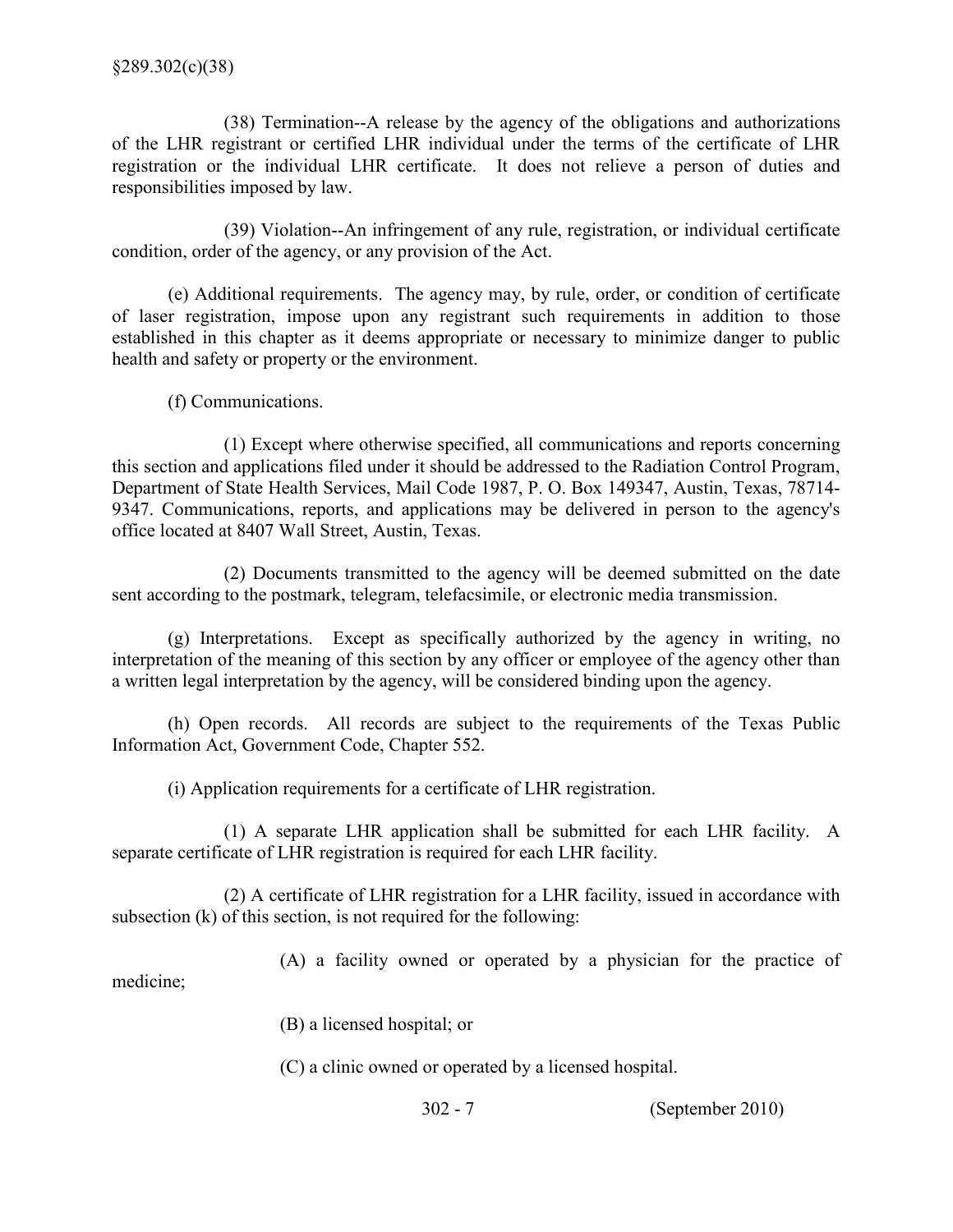(38) Termination--A release by the agency of the obligations and authorizations of the LHR registrant or certified LHR individual under the terms of the certificate of LHR registration or the individual LHR certificate. It does not relieve a person of duties and responsibilities imposed by law.

(39) Violation--An infringement of any rule, registration, or individual certificate condition, order of the agency, or any provision of the Act.

(e) Additional requirements. The agency may, by rule, order, or condition of certificate of laser registration, impose upon any registrant such requirements in addition to those established in this chapter as it deems appropriate or necessary to minimize danger to public health and safety or property or the environment.

(f) Communications.

(1) Except where otherwise specified, all communications and reports concerning this section and applications filed under it should be addressed to the Radiation Control Program, Department of State Health Services, Mail Code 1987, P. O. Box 149347, Austin, Texas, 78714-9347. Communications, reports, and applications may be delivered in person to the agency's office located at 8407 Wall Street, Austin, Texas.

(2) Documents transmitted to the agency will be deemed submitted on the date sent according to the postmark, telegram, telefacsimile, or electronic media transmission.

(g) Interpretations. Except as specifically authorized by the agency in writing, no interpretation of the meaning of this section by any officer or employee of the agency other than a written legal interpretation by the agency, will be considered binding upon the agency.

(h) Open records. All records are subject to the requirements of the Texas Public Information Act, Government Code, Chapter 552.

(i) Application requirements for a certificate of LHR registration.

(1) A separate LHR application shall be submitted for each LHR facility. A separate certificate of LHR registration is required for each LHR facility.

(2) A certificate of LHR registration for a LHR facility, issued in accordance with subsection (k) of this section, is not required for the following:

(A) a facility owned or operated by a physician for the practice of medicine;

(B) a licensed hospital; or

(C) a clinic owned or operated by a licensed hospital.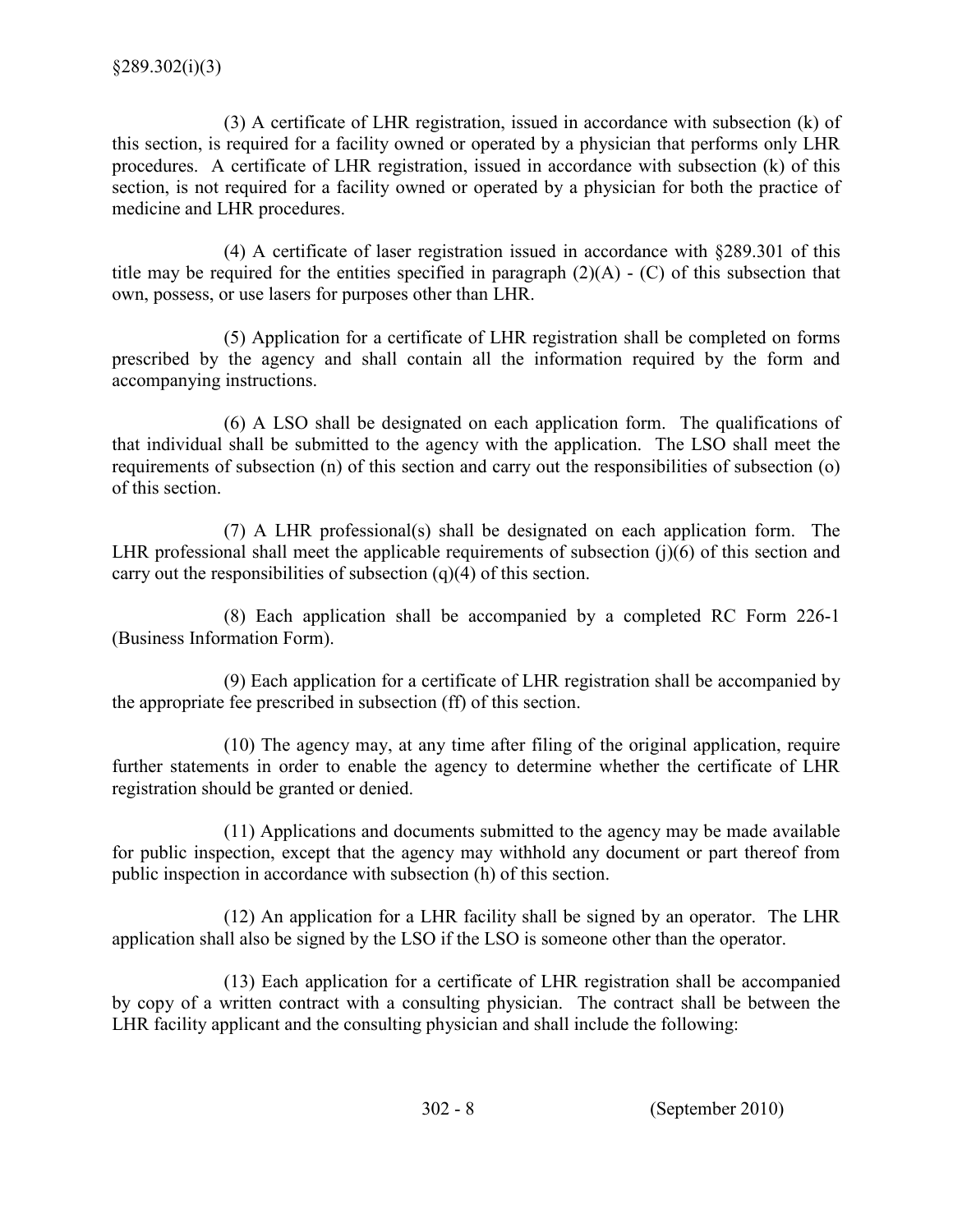(3) A certificate of LHR registration, issued in accordance with subsection (k) of this section, is required for a facility owned or operated by a physician that performs only LHR procedures. A certificate of LHR registration, issued in accordance with subsection (k) of this section, is not required for a facility owned or operated by a physician for both the practice of medicine and LHR procedures.

(4) A certificate of laser registration issued in accordance with §289.301 of this title may be required for the entities specified in paragraph (2)(A) - (C) of this subsection that own, possess, or use lasers for purposes other than LHR.

(5) Application for a certificate of LHR registration shall be completed on forms prescribed by the agency and shall contain all the information required by the form and accompanying instructions.

(6) A LSO shall be designated on each application form. The qualifications of that individual shall be submitted to the agency with the application. The LSO shall meet the requirements of subsection (n) of this section and carry out the responsibilities of subsection (o) of this section.

(7) A LHR professional(s) shall be designated on each application form. The LHR professional shall meet the applicable requirements of subsection (j)(6) of this section and carry out the responsibilities of subsection (q)(4) of this section.

(8) Each application shall be accompanied by a completed RC Form 226-1 (Business Information Form).

(9) Each application for a certificate of LHR registration shall be accompanied by the appropriate fee prescribed in subsection (ff) of this section.

(10) The agency may, at any time after filing of the original application, require further statements in order to enable the agency to determine whether the certificate of LHR registration should be granted or denied.

(11) Applications and documents submitted to the agency may be made available for public inspection, except that the agency may withhold any document or part thereof from public inspection in accordance with subsection (h) of this section.

(12) An application for a LHR facility shall be signed by an operator. The LHR application shall also be signed by the LSO if the LSO is someone other than the operator.

(13) Each application for a certificate of LHR registration shall be accompanied by copy of a written contract with a consulting physician. The contract shall be between the LHR facility applicant and the consulting physician and shall include the following: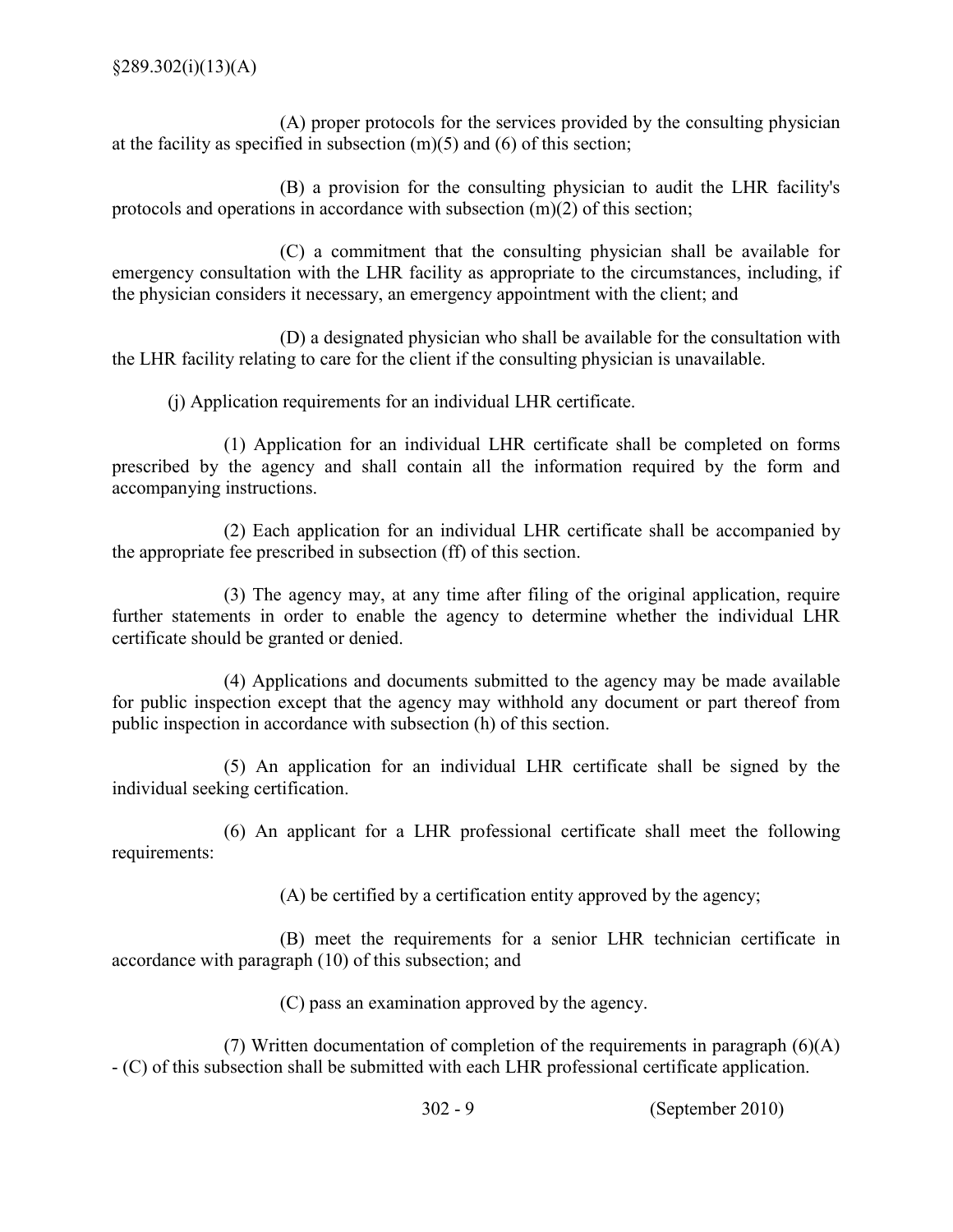(A) proper protocols for the services provided by the consulting physician at the facility as specified in subsection (m)(5) and (6) of this section;

(B) a provision for the consulting physician to audit the LHR facility's protocols and operations in accordance with subsection (m)(2) of this section;

(C) a commitment that the consulting physician shall be available for emergency consultation with the LHR facility as appropriate to the circumstances, including, if the physician considers it necessary, an emergency appointment with the client; and

(D) a designated physician who shall be available for the consultation with the LHR facility relating to care for the client if the consulting physician is unavailable.

(j) Application requirements for an individual LHR certificate.

(1) Application for an individual LHR certificate shall be completed on forms prescribed by the agency and shall contain all the information required by the form and accompanying instructions.

(2) Each application for an individual LHR certificate shall be accompanied by the appropriate fee prescribed in subsection (ff) of this section.

(3) The agency may, at any time after filing of the original application, require further statements in order to enable the agency to determine whether the individual LHR certificate should be granted or denied.

(4) Applications and documents submitted to the agency may be made available for public inspection except that the agency may withhold any document or part thereof from public inspection in accordance with subsection (h) of this section.

(5) An application for an individual LHR certificate shall be signed by the individual seeking certification.

(6) An applicant for a LHR professional certificate shall meet the following requirements:

(A) be certified by a certification entity approved by the agency;

(B) meet the requirements for a senior LHR technician certificate in accordance with paragraph (10) of this subsection; and

(C) pass an examination approved by the agency.

(7) Written documentation of completion of the requirements in paragraph (6)(A) - (C) of this subsection shall be submitted with each LHR professional certificate application.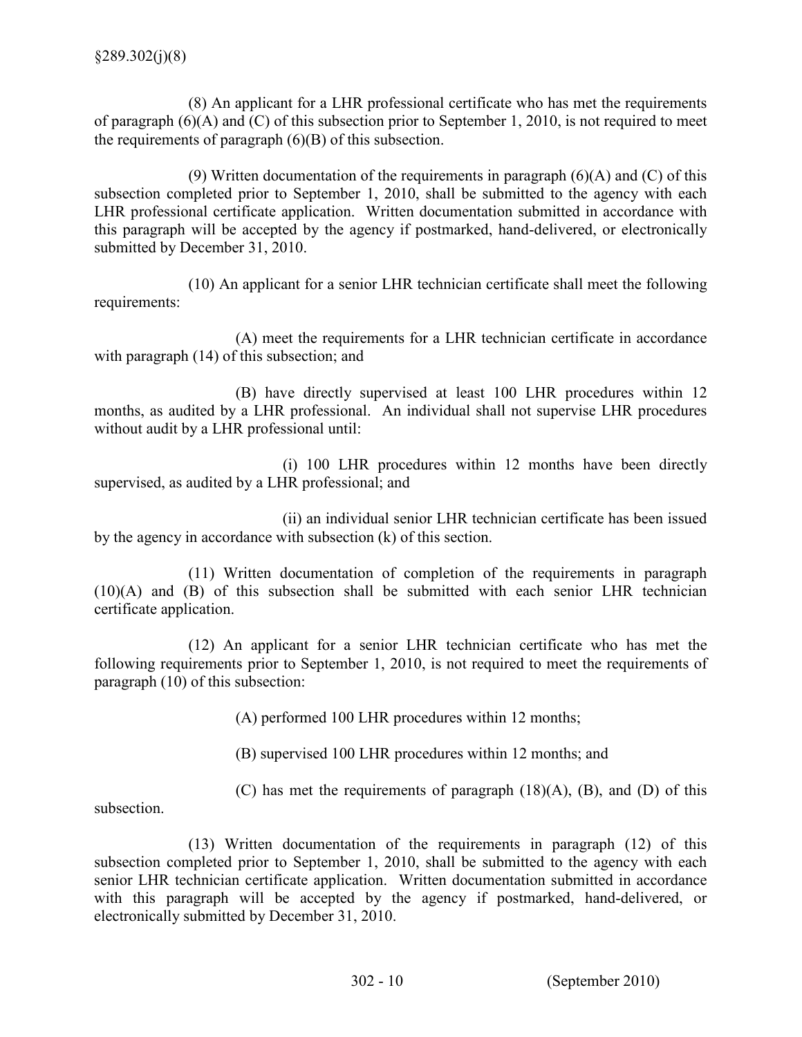(8) An applicant for a LHR professional certificate who has met the requirements of paragraph (6)(A) and (C) of this subsection prior to September 1, 2010, is not required to meet the requirements of paragraph (6)(B) of this subsection.

(9) Written documentation of the requirements in paragraph (6)(A) and (C) of this subsection completed prior to September 1, 2010, shall be submitted to the agency with each LHR professional certificate application. Written documentation submitted in accordance with this paragraph will be accepted by the agency if postmarked, hand-delivered, or electronically submitted by December 31, 2010.

(10) An applicant for a senior LHR technician certificate shall meet the following requirements:

(A) meet the requirements for a LHR technician certificate in accordance with paragraph (14) of this subsection; and

(B) have directly supervised at least 100 LHR procedures within 12 months, as audited by a LHR professional. An individual shall not supervise LHR procedures without audit by a LHR professional until:

(i) 100 LHR procedures within 12 months have been directly supervised, as audited by a LHR professional; and

(ii) an individual senior LHR technician certificate has been issued by the agency in accordance with subsection (k) of this section.

(11) Written documentation of completion of the requirements in paragraph (10)(A) and (B) of this subsection shall be submitted with each senior LHR technician certificate application.

(12) An applicant for a senior LHR technician certificate who has met the following requirements prior to September 1, 2010, is not required to meet the requirements of paragraph (10) of this subsection:

(A) performed 100 LHR procedures within 12 months;

(B) supervised 100 LHR procedures within 12 months; and

(C) has met the requirements of paragraph (18)(A), (B), and (D) of this subsection.

(13) Written documentation of the requirements in paragraph (12) of this subsection completed prior to September 1, 2010, shall be submitted to the agency with each senior LHR technician certificate application. Written documentation submitted in accordance with this paragraph will be accepted by the agency if postmarked, hand-delivered, or electronically submitted by December 31, 2010.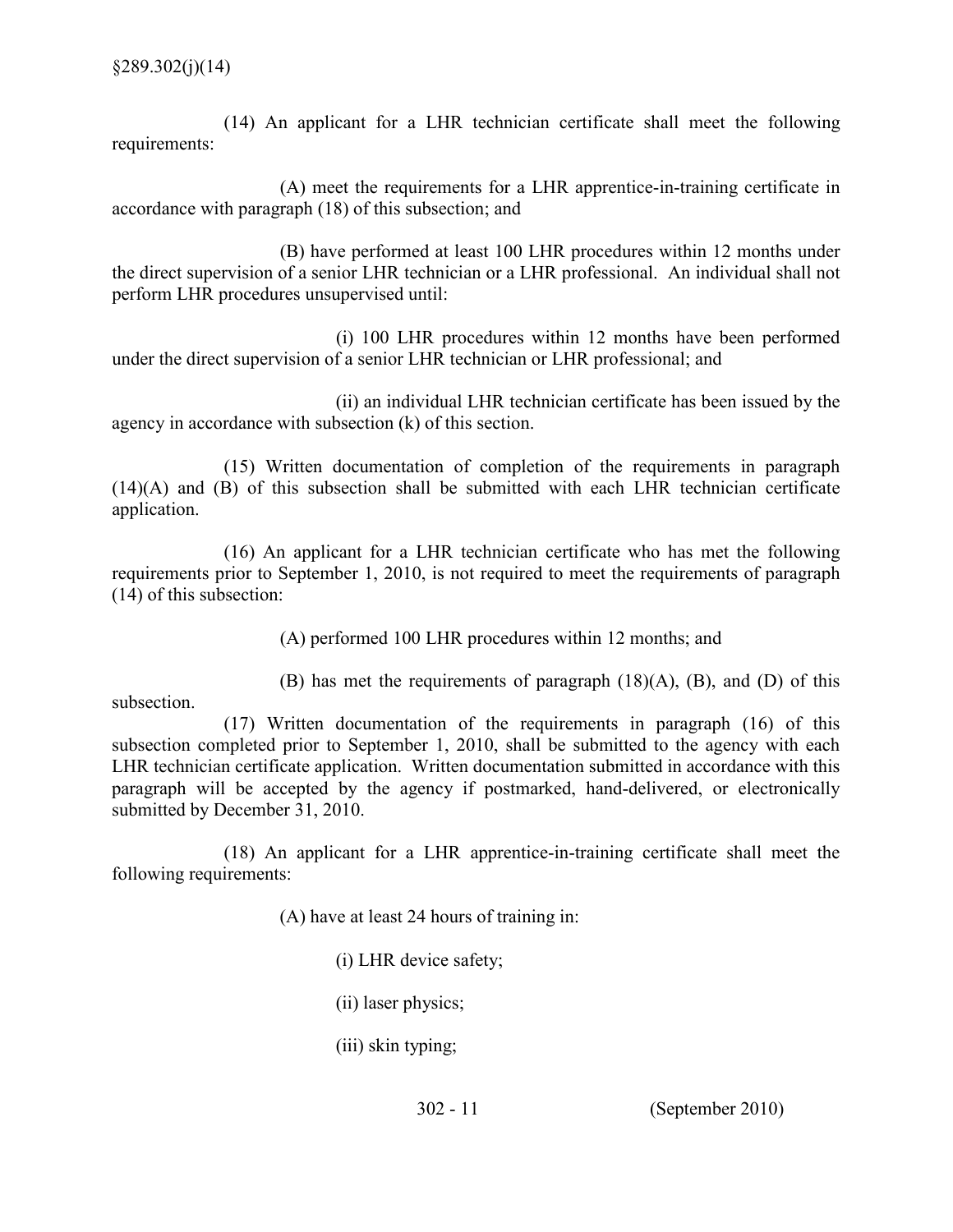(14) An applicant for a LHR technician certificate shall meet the following requirements:

(A) meet the requirements for a LHR apprentice-in-training certificate in accordance with paragraph (18) of this subsection; and

(B) have performed at least 100 LHR procedures within 12 months under the direct supervision of a senior LHR technician or a LHR professional. An individual shall not perform LHR procedures unsupervised until:

(i) 100 LHR procedures within 12 months have been performed under the direct supervision of a senior LHR technician or LHR professional; and

(ii) an individual LHR technician certificate has been issued by the agency in accordance with subsection (k) of this section.

(15) Written documentation of completion of the requirements in paragraph (14)(A) and (B) of this subsection shall be submitted with each LHR technician certificate application.

(16) An applicant for a LHR technician certificate who has met the following requirements prior to September 1, 2010, is not required to meet the requirements of paragraph (14) of this subsection:

(A) performed 100 LHR procedures within 12 months; and

(B) has met the requirements of paragraph (18)(A), (B), and (D) of this subsection.

(17) Written documentation of the requirements in paragraph (16) of this subsection completed prior to September 1, 2010, shall be submitted to the agency with each LHR technician certificate application. Written documentation submitted in accordance with this paragraph will be accepted by the agency if postmarked, hand-delivered, or electronically submitted by December 31, 2010.

(18) An applicant for a LHR apprentice-in-training certificate shall meet the following requirements:

(A) have at least 24 hours of training in:

(i) LHR device safety;

(ii) laser physics;

(iii) skin typing;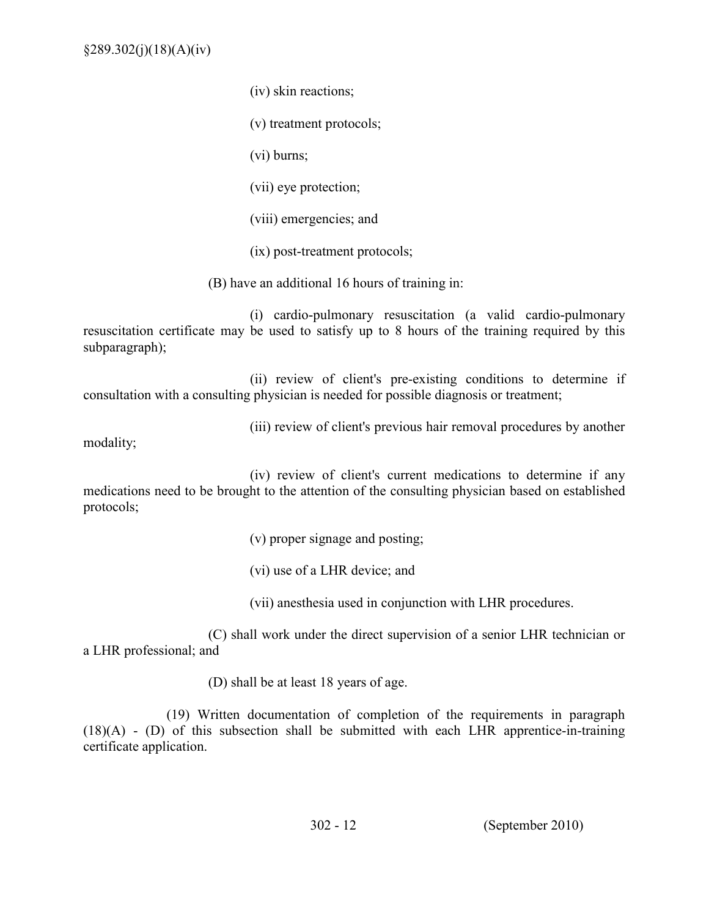(iv) skin reactions;

(v) treatment protocols;

(vi) burns;

(vii) eye protection;

(viii) emergencies; and

(ix) post-treatment protocols;

(B) have an additional 16 hours of training in:

(i) cardio-pulmonary resuscitation (a valid cardio-pulmonary resuscitation certificate may be used to satisfy up to 8 hours of the training required by this subparagraph);

(ii) review of client's pre-existing conditions to determine if consultation with a consulting physician is needed for possible diagnosis or treatment;

(iii) review of client's previous hair removal procedures by another modality;

(iv) review of client's current medications to determine if any medications need to be brought to the attention of the consulting physician based on established protocols;

(v) proper signage and posting;

(vi) use of a LHR device; and

(vii) anesthesia used in conjunction with LHR procedures.

(C) shall work under the direct supervision of a senior LHR technician or a LHR professional; and

(D) shall be at least 18 years of age.

(19) Written documentation of completion of the requirements in paragraph (18)(A) - (D) of this subsection shall be submitted with each LHR apprentice-in-training certificate application.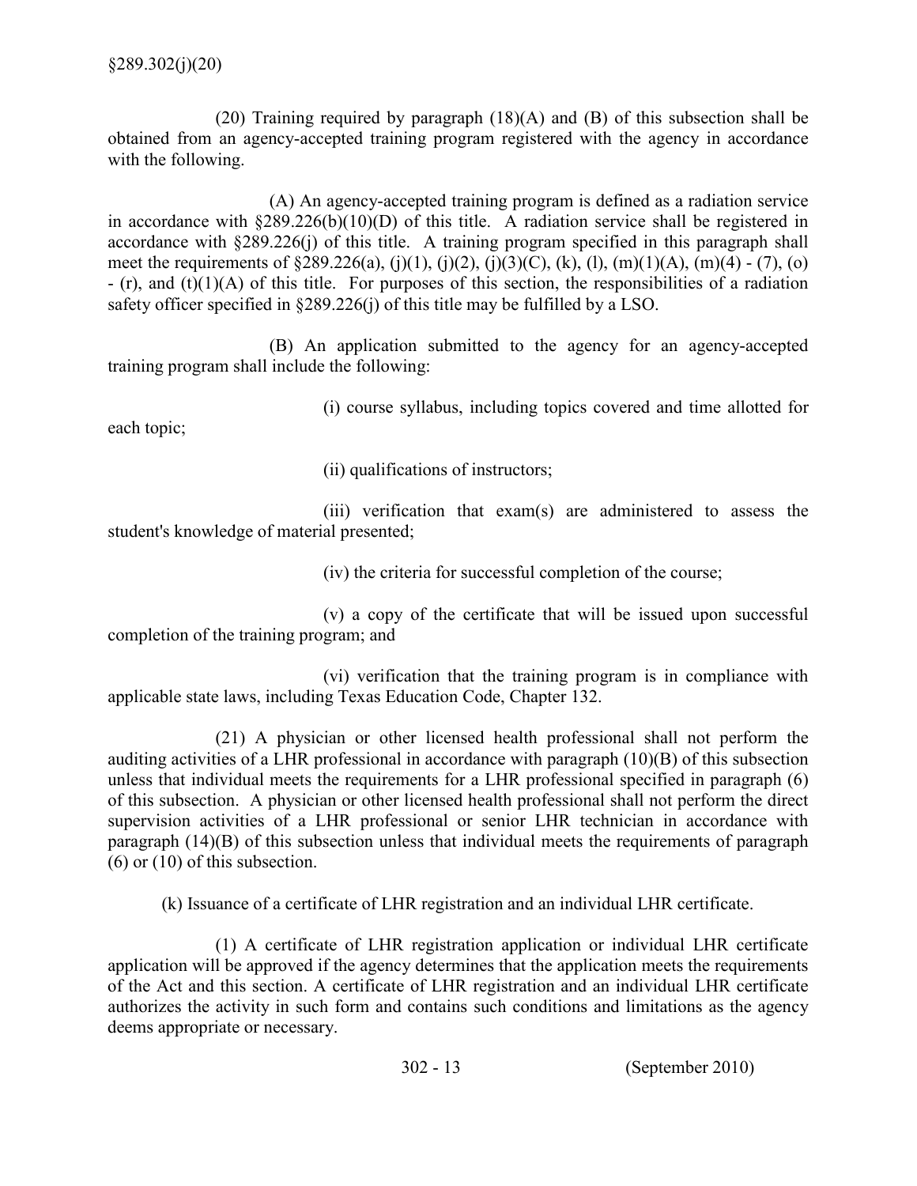(20) Training required by paragraph (18)(A) and (B) of this subsection shall be obtained from an agency-accepted training program registered with the agency in accordance with the following.

(A) An agency-accepted training program is defined as a radiation service in accordance with §289.226(b)(10)(D) of this title. A radiation service shall be registered in accordance with §289.226(j) of this title. A training program specified in this paragraph shall meet the requirements of §289.226(a), (j)(1), (j)(2), (j)(3)(C), (k), (l), (m)(1)(A), (m)(4) - (7), (o) - (r), and (t)(1)(A) of this title. For purposes of this section, the responsibilities of a radiation safety officer specified in §289.226(j) of this title may be fulfilled by a LSO.

(B) An application submitted to the agency for an agency-accepted training program shall include the following:

(i) course syllabus, including topics covered and time allotted for each topic;

(ii) qualifications of instructors;

(iii) verification that exam(s) are administered to assess the student's knowledge of material presented;

(iv) the criteria for successful completion of the course;

(v) a copy of the certificate that will be issued upon successful completion of the training program; and

(vi) verification that the training program is in compliance with applicable state laws, including Texas Education Code, Chapter 132.

(21) A physician or other licensed health professional shall not perform the auditing activities of a LHR professional in accordance with paragraph (10)(B) of this subsection unless that individual meets the requirements for a LHR professional specified in paragraph (6) of this subsection. A physician or other licensed health professional shall not perform the direct supervision activities of a LHR professional or senior LHR technician in accordance with paragraph (14)(B) of this subsection unless that individual meets the requirements of paragraph (6) or (10) of this subsection.

(k) Issuance of a certificate of LHR registration and an individual LHR certificate.

(1) A certificate of LHR registration application or individual LHR certificate application will be approved if the agency determines that the application meets the requirements of the Act and this section. A certificate of LHR registration and an individual LHR certificate authorizes the activity in such form and contains such conditions and limitations as the agency deems appropriate or necessary.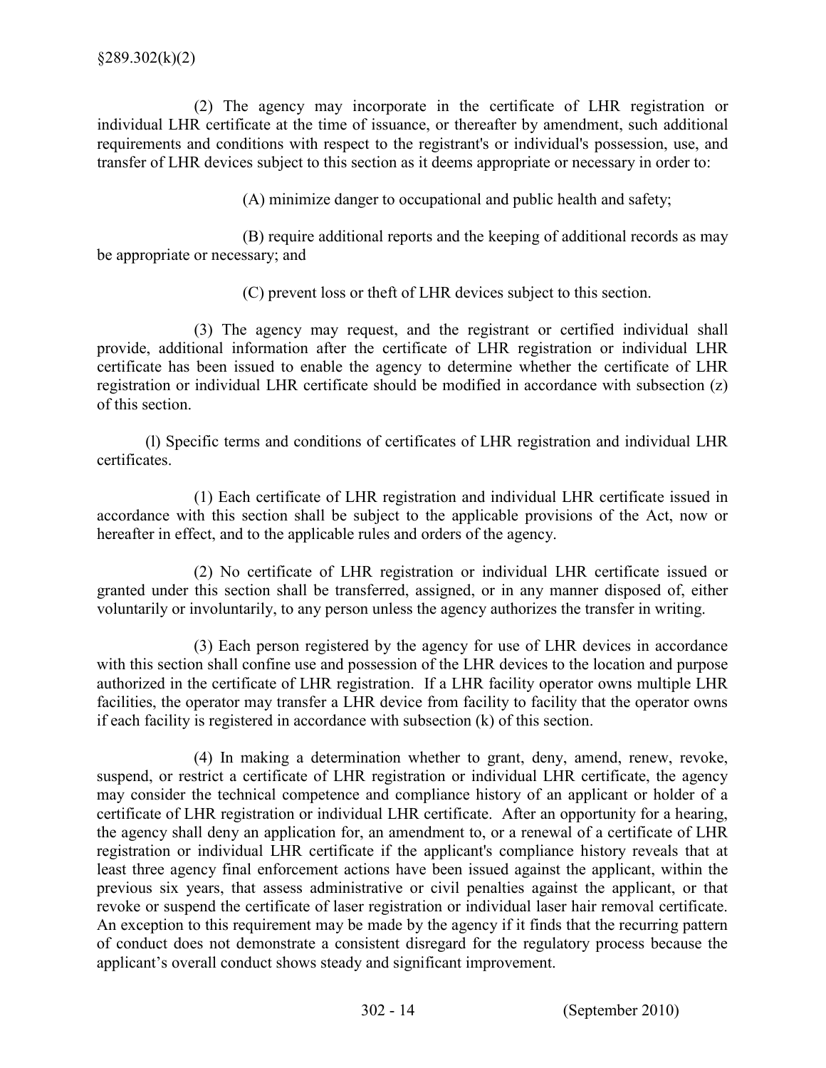(2) The agency may incorporate in the certificate of LHR registration or individual LHR certificate at the time of issuance, or thereafter by amendment, such additional requirements and conditions with respect to the registrant's or individual's possession, use, and transfer of LHR devices subject to this section as it deems appropriate or necessary in order to:

(A) minimize danger to occupational and public health and safety;

(B) require additional reports and the keeping of additional records as may be appropriate or necessary; and

(C) prevent loss or theft of LHR devices subject to this section.

(3) The agency may request, and the registrant or certified individual shall provide, additional information after the certificate of LHR registration or individual LHR certificate has been issued to enable the agency to determine whether the certificate of LHR registration or individual LHR certificate should be modified in accordance with subsection (z) of this section.

(l) Specific terms and conditions of certificates of LHR registration and individual LHR certificates.

(1) Each certificate of LHR registration and individual LHR certificate issued in accordance with this section shall be subject to the applicable provisions of the Act, now or hereafter in effect, and to the applicable rules and orders of the agency.

(2) No certificate of LHR registration or individual LHR certificate issued or granted under this section shall be transferred, assigned, or in any manner disposed of, either voluntarily or involuntarily, to any person unless the agency authorizes the transfer in writing.

(3) Each person registered by the agency for use of LHR devices in accordance with this section shall confine use and possession of the LHR devices to the location and purpose authorized in the certificate of LHR registration. If a LHR facility operator owns multiple LHR facilities, the operator may transfer a LHR device from facility to facility that the operator owns if each facility is registered in accordance with subsection (k) of this section.

(4) In making a determination whether to grant, deny, amend, renew, revoke, suspend, or restrict a certificate of LHR registration or individual LHR certificate, the agency may consider the technical competence and compliance history of an applicant or holder of a certificate of LHR registration or individual LHR certificate. After an opportunity for a hearing, the agency shall deny an application for, an amendment to, or a renewal of a certificate of LHR registration or individual LHR certificate if the applicant's compliance history reveals that at least three agency final enforcement actions have been issued against the applicant, within the previous six years, that assess administrative or civil penalties against the applicant, or that revoke or suspend the certificate of laser registration or individual laser hair removal certificate. An exception to this requirement may be made by the agency if it finds that the recurring pattern of conduct does not demonstrate a consistent disregard for the regulatory process because the applicant's overall conduct shows steady and significant improvement.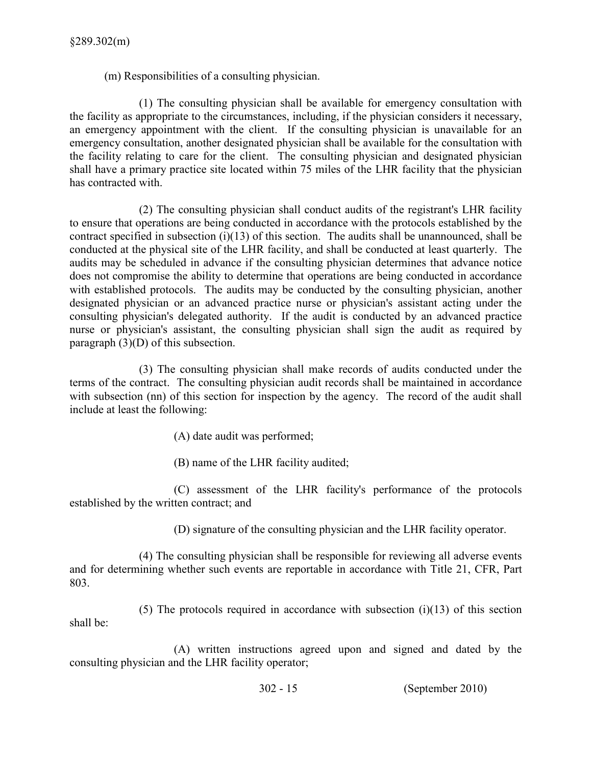(m) Responsibilities of a consulting physician.

(1) The consulting physician shall be available for emergency consultation with the facility as appropriate to the circumstances, including, if the physician considers it necessary, an emergency appointment with the client. If the consulting physician is unavailable for an emergency consultation, another designated physician shall be available for the consultation with the facility relating to care for the client. The consulting physician and designated physician shall have a primary practice site located within 75 miles of the LHR facility that the physician has contracted with.

(2) The consulting physician shall conduct audits of the registrant's LHR facility to ensure that operations are being conducted in accordance with the protocols established by the contract specified in subsection (i)(13) of this section. The audits shall be unannounced, shall be conducted at the physical site of the LHR facility, and shall be conducted at least quarterly. The audits may be scheduled in advance if the consulting physician determines that advance notice does not compromise the ability to determine that operations are being conducted in accordance with established protocols. The audits may be conducted by the consulting physician, another designated physician or an advanced practice nurse or physician's assistant acting under the consulting physician's delegated authority. If the audit is conducted by an advanced practice nurse or physician's assistant, the consulting physician shall sign the audit as required by paragraph (3)(D) of this subsection.

(3) The consulting physician shall make records of audits conducted under the terms of the contract. The consulting physician audit records shall be maintained in accordance with subsection (nn) of this section for inspection by the agency. The record of the audit shall include at least the following:

(A) date audit was performed;

(B) name of the LHR facility audited;

(C) assessment of the LHR facility's performance of the protocols established by the written contract; and

(D) signature of the consulting physician and the LHR facility operator.

(4) The consulting physician shall be responsible for reviewing all adverse events and for determining whether such events are reportable in accordance with Title 21, CFR, Part 803.

(5) The protocols required in accordance with subsection (i)(13) of this section shall be:

(A) written instructions agreed upon and signed and dated by the consulting physician and the LHR facility operator;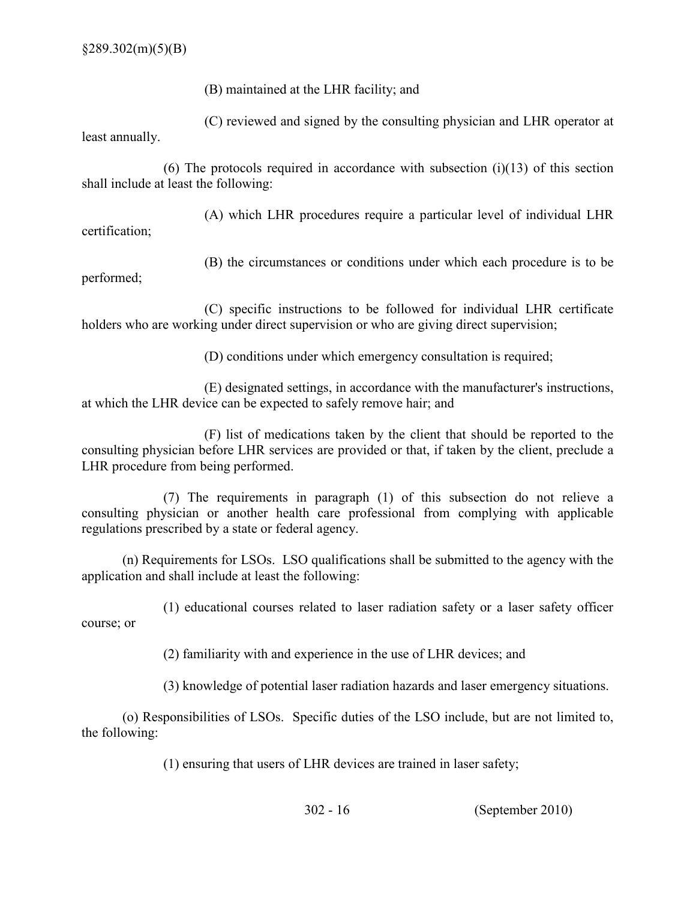(B) maintained at the LHR facility; and

(C) reviewed and signed by the consulting physician and LHR operator at least annually.

(6) The protocols required in accordance with subsection (i)(13) of this section shall include at least the following:

(A) which LHR procedures require a particular level of individual LHR certification;

(B) the circumstances or conditions under which each procedure is to be performed;

(C) specific instructions to be followed for individual LHR certificate holders who are working under direct supervision or who are giving direct supervision;

(D) conditions under which emergency consultation is required;

(E) designated settings, in accordance with the manufacturer's instructions, at which the LHR device can be expected to safely remove hair; and

(F) list of medications taken by the client that should be reported to the consulting physician before LHR services are provided or that, if taken by the client, preclude a LHR procedure from being performed.

(7) The requirements in paragraph (1) of this subsection do not relieve a consulting physician or another health care professional from complying with applicable regulations prescribed by a state or federal agency.

(n) Requirements for LSOs. LSO qualifications shall be submitted to the agency with the application and shall include at least the following:

(1) educational courses related to laser radiation safety or a laser safety officer course; or

(2) familiarity with and experience in the use of LHR devices; and

(3) knowledge of potential laser radiation hazards and laser emergency situations.

(o) Responsibilities of LSOs. Specific duties of the LSO include, but are not limited to, the following:

(1) ensuring that users of LHR devices are trained in laser safety;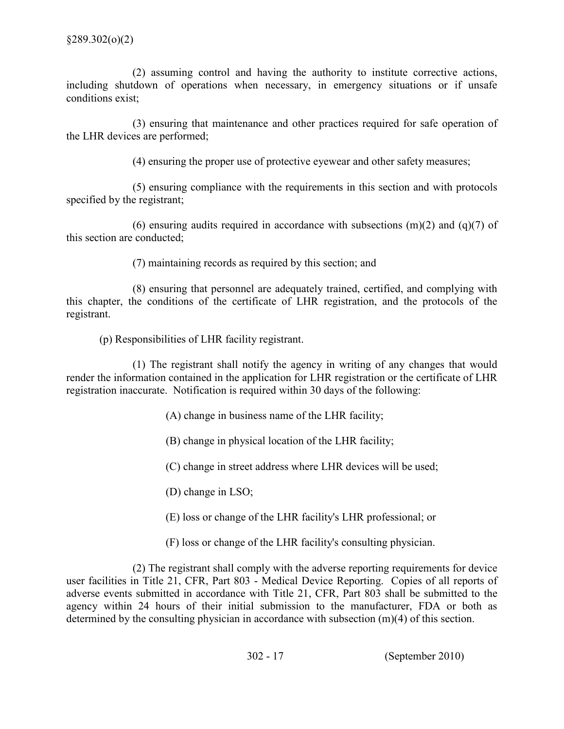(2) assuming control and having the authority to institute corrective actions, including shutdown of operations when necessary, in emergency situations or if unsafe conditions exist;

(3) ensuring that maintenance and other practices required for safe operation of the LHR devices are performed;

(4) ensuring the proper use of protective eyewear and other safety measures;

(5) ensuring compliance with the requirements in this section and with protocols specified by the registrant;

(6) ensuring audits required in accordance with subsections (m)(2) and (q)(7) of this section are conducted;

(7) maintaining records as required by this section; and

(8) ensuring that personnel are adequately trained, certified, and complying with this chapter, the conditions of the certificate of LHR registration, and the protocols of the registrant.

(p) Responsibilities of LHR facility registrant.

(1) The registrant shall notify the agency in writing of any changes that would render the information contained in the application for LHR registration or the certificate of LHR registration inaccurate. Notification is required within 30 days of the following:

(A) change in business name of the LHR facility;

(B) change in physical location of the LHR facility;

(C) change in street address where LHR devices will be used;

(D) change in LSO;

(E) loss or change of the LHR facility's LHR professional; or

(F) loss or change of the LHR facility's consulting physician.

(2) The registrant shall comply with the adverse reporting requirements for device user facilities in Title 21, CFR, Part 803 - Medical Device Reporting. Copies of all reports of adverse events submitted in accordance with Title 21, CFR, Part 803 shall be submitted to the agency within 24 hours of their initial submission to the manufacturer, FDA or both as determined by the consulting physician in accordance with subsection (m)(4) of this section.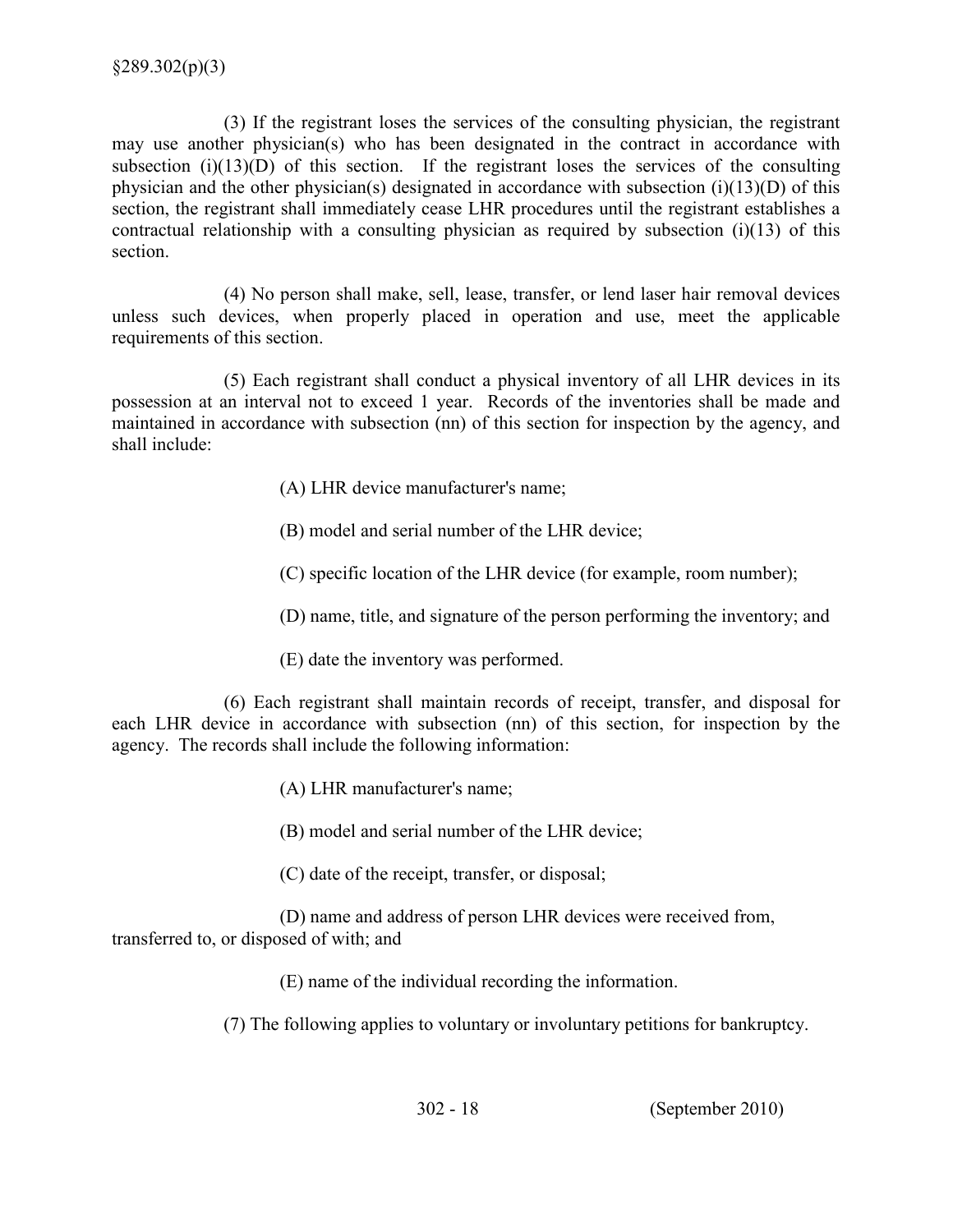(3) If the registrant loses the services of the consulting physician, the registrant may use another physician(s) who has been designated in the contract in accordance with subsection (i)(13)(D) of this section. If the registrant loses the services of the consulting physician and the other physician(s) designated in accordance with subsection (i)(13)(D) of this section, the registrant shall immediately cease LHR procedures until the registrant establishes a contractual relationship with a consulting physician as required by subsection (i)(13) of this section.

(4) No person shall make, sell, lease, transfer, or lend laser hair removal devices unless such devices, when properly placed in operation and use, meet the applicable requirements of this section.

(5) Each registrant shall conduct a physical inventory of all LHR devices in its possession at an interval not to exceed 1 year. Records of the inventories shall be made and maintained in accordance with subsection (nn) of this section for inspection by the agency, and shall include:

(A) LHR device manufacturer's name;

(B) model and serial number of the LHR device;

(C) specific location of the LHR device (for example, room number);

(D) name, title, and signature of the person performing the inventory; and

(E) date the inventory was performed.

(6) Each registrant shall maintain records of receipt, transfer, and disposal for each LHR device in accordance with subsection (nn) of this section, for inspection by the agency. The records shall include the following information:

(A) LHR manufacturer's name;

(B) model and serial number of the LHR device;

(C) date of the receipt, transfer, or disposal;

(D) name and address of person LHR devices were received from, transferred to, or disposed of with; and

(E) name of the individual recording the information.

(7) The following applies to voluntary or involuntary petitions for bankruptcy.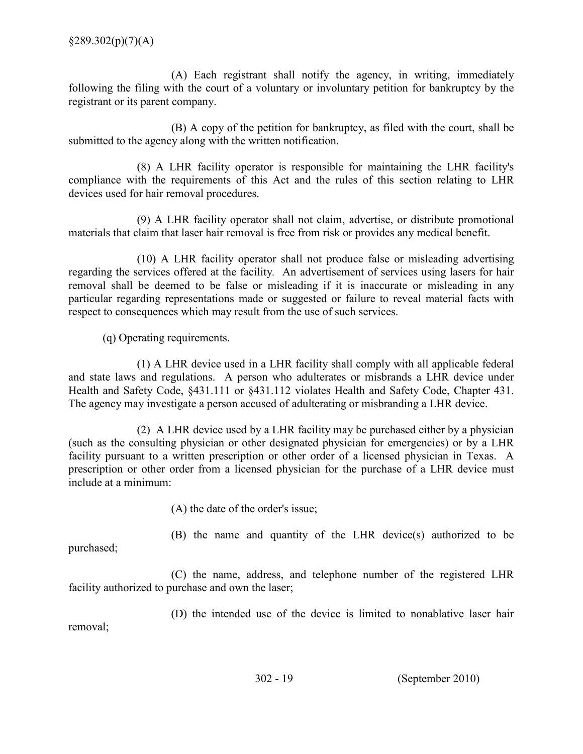(A) Each registrant shall notify the agency, in writing, immediately following the filing with the court of a voluntary or involuntary petition for bankruptcy by the registrant or its parent company.

(B) A copy of the petition for bankruptcy, as filed with the court, shall be submitted to the agency along with the written notification.

(8) A LHR facility operator is responsible for maintaining the LHR facility's compliance with the requirements of this Act and the rules of this section relating to LHR devices used for hair removal procedures.

(9) A LHR facility operator shall not claim, advertise, or distribute promotional materials that claim that laser hair removal is free from risk or provides any medical benefit.

(10) A LHR facility operator shall not produce false or misleading advertising regarding the services offered at the facility. An advertisement of services using lasers for hair removal shall be deemed to be false or misleading if it is inaccurate or misleading in any particular regarding representations made or suggested or failure to reveal material facts with respect to consequences which may result from the use of such services.

(q) Operating requirements.

(1) A LHR device used in a LHR facility shall comply with all applicable federal and state laws and regulations. A person who adulterates or misbrands a LHR device under Health and Safety Code, §431.111 or §431.112 violates Health and Safety Code, Chapter 431. The agency may investigate a person accused of adulterating or misbranding a LHR device.

(2) A LHR device used by a LHR facility may be purchased either by a physician (such as the consulting physician or other designated physician for emergencies) or by a LHR facility pursuant to a written prescription or other order of a licensed physician in Texas. A prescription or other order from a licensed physician for the purchase of a LHR device must include at a minimum:

(A) the date of the order's issue;

(B) the name and quantity of the LHR device(s) authorized to be purchased;

(C) the name, address, and telephone number of the registered LHR facility authorized to purchase and own the laser;

(D) the intended use of the device is limited to nonablative laser hair removal;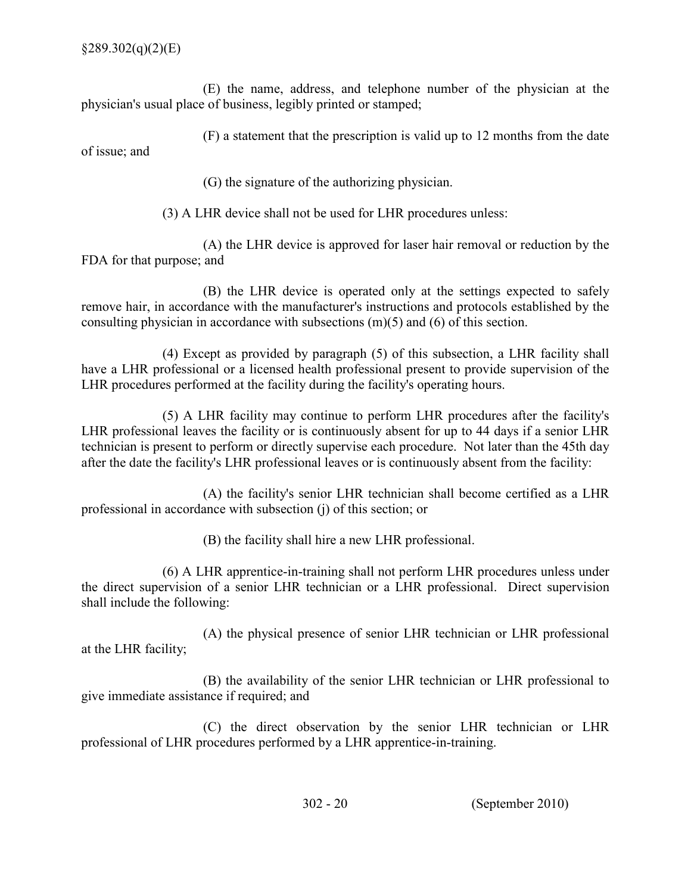(E) the name, address, and telephone number of the physician at the physician's usual place of business, legibly printed or stamped;

(F) a statement that the prescription is valid up to 12 months from the date of issue; and

(G) the signature of the authorizing physician.

(3) A LHR device shall not be used for LHR procedures unless:

(A) the LHR device is approved for laser hair removal or reduction by the FDA for that purpose; and

(B) the LHR device is operated only at the settings expected to safely remove hair, in accordance with the manufacturer's instructions and protocols established by the consulting physician in accordance with subsections (m)(5) and (6) of this section.

(4) Except as provided by paragraph (5) of this subsection, a LHR facility shall have a LHR professional or a licensed health professional present to provide supervision of the LHR procedures performed at the facility during the facility's operating hours.

(5) A LHR facility may continue to perform LHR procedures after the facility's LHR professional leaves the facility or is continuously absent for up to 44 days if a senior LHR technician is present to perform or directly supervise each procedure. Not later than the 45th day after the date the facility's LHR professional leaves or is continuously absent from the facility:

(A) the facility's senior LHR technician shall become certified as a LHR professional in accordance with subsection (j) of this section; or

(B) the facility shall hire a new LHR professional.

(6) A LHR apprentice-in-training shall not perform LHR procedures unless under the direct supervision of a senior LHR technician or a LHR professional. Direct supervision shall include the following:

(A) the physical presence of senior LHR technician or LHR professional at the LHR facility;

(B) the availability of the senior LHR technician or LHR professional to give immediate assistance if required; and

(C) the direct observation by the senior LHR technician or LHR professional of LHR procedures performed by a LHR apprentice-in-training.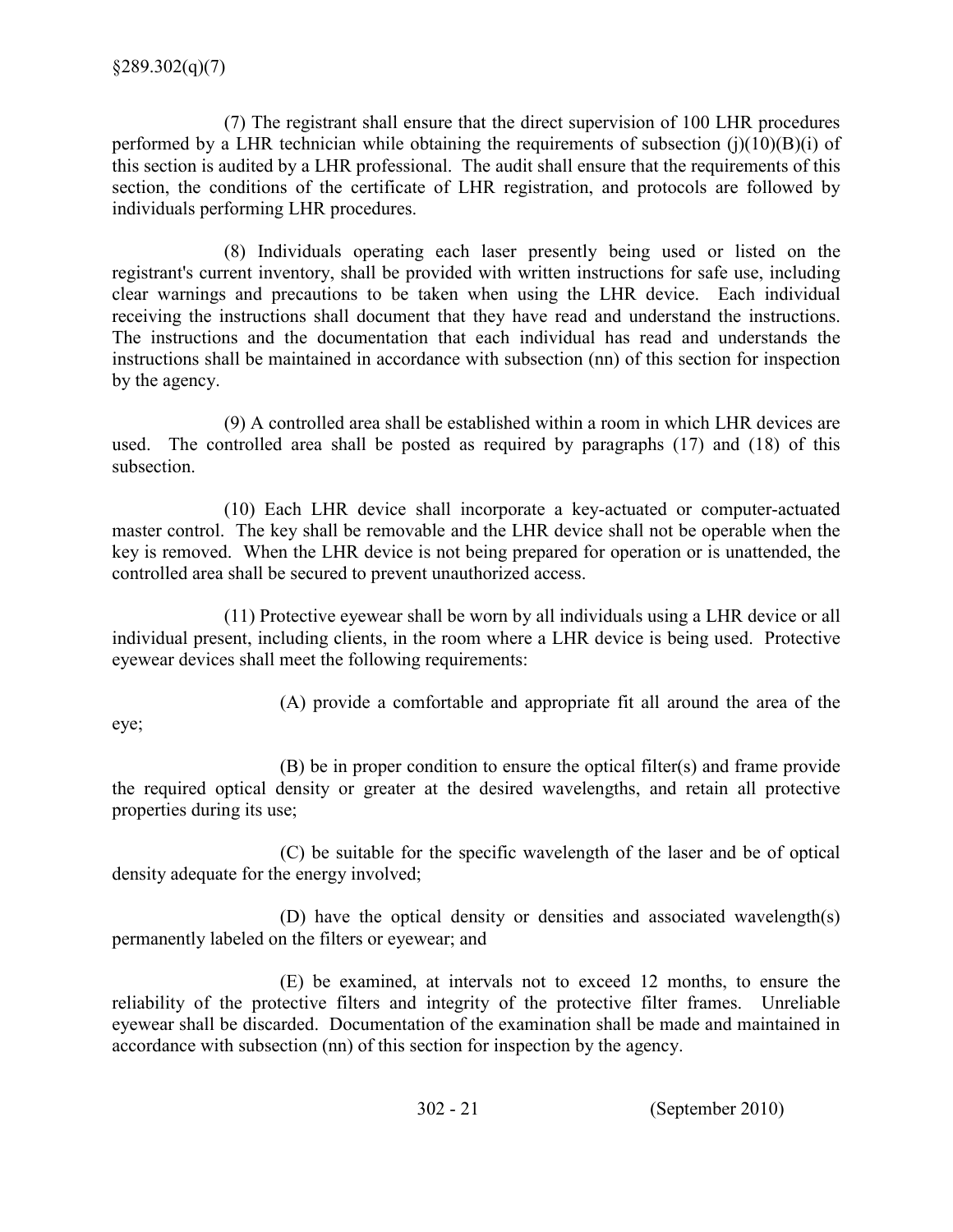(7) The registrant shall ensure that the direct supervision of 100 LHR procedures performed by a LHR technician while obtaining the requirements of subsection (j)(10)(B)(i) of this section is audited by a LHR professional. The audit shall ensure that the requirements of this section, the conditions of the certificate of LHR registration, and protocols are followed by individuals performing LHR procedures.

(8) Individuals operating each laser presently being used or listed on the registrant's current inventory, shall be provided with written instructions for safe use, including clear warnings and precautions to be taken when using the LHR device. Each individual receiving the instructions shall document that they have read and understand the instructions. The instructions and the documentation that each individual has read and understands the instructions shall be maintained in accordance with subsection (nn) of this section for inspection by the agency.

(9) A controlled area shall be established within a room in which LHR devices are used. The controlled area shall be posted as required by paragraphs (17) and (18) of this subsection.

(10) Each LHR device shall incorporate a key-actuated or computer-actuated master control. The key shall be removable and the LHR device shall not be operable when the key is removed. When the LHR device is not being prepared for operation or is unattended, the controlled area shall be secured to prevent unauthorized access.

(11) Protective eyewear shall be worn by all individuals using a LHR device or all individual present, including clients, in the room where a LHR device is being used. Protective eyewear devices shall meet the following requirements:

(A) provide a comfortable and appropriate fit all around the area of the eye;

(B) be in proper condition to ensure the optical filter(s) and frame provide the required optical density or greater at the desired wavelengths, and retain all protective properties during its use;

(C) be suitable for the specific wavelength of the laser and be of optical density adequate for the energy involved;

(D) have the optical density or densities and associated wavelength(s) permanently labeled on the filters or eyewear; and

(E) be examined, at intervals not to exceed 12 months, to ensure the reliability of the protective filters and integrity of the protective filter frames. Unreliable eyewear shall be discarded. Documentation of the examination shall be made and maintained in accordance with subsection (nn) of this section for inspection by the agency.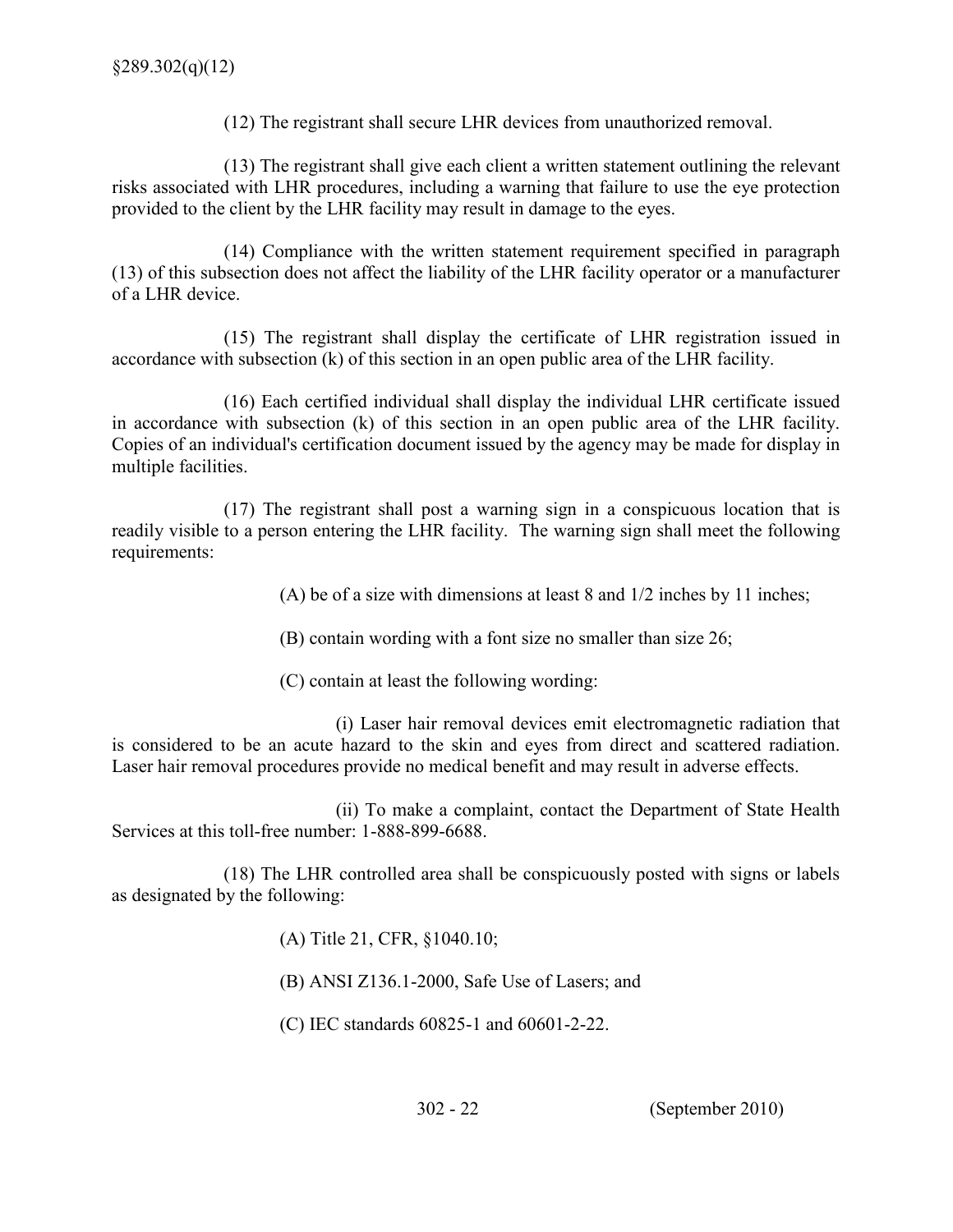(12) The registrant shall secure LHR devices from unauthorized removal.

(13) The registrant shall give each client a written statement outlining the relevant risks associated with LHR procedures, including a warning that failure to use the eye protection provided to the client by the LHR facility may result in damage to the eyes.

(14) Compliance with the written statement requirement specified in paragraph (13) of this subsection does not affect the liability of the LHR facility operator or a manufacturer of a LHR device.

(15) The registrant shall display the certificate of LHR registration issued in accordance with subsection (k) of this section in an open public area of the LHR facility.

(16) Each certified individual shall display the individual LHR certificate issued in accordance with subsection (k) of this section in an open public area of the LHR facility. Copies of an individual's certification document issued by the agency may be made for display in multiple facilities.

(17) The registrant shall post a warning sign in a conspicuous location that is readily visible to a person entering the LHR facility. The warning sign shall meet the following requirements:

(A) be of a size with dimensions at least 8 and 1/2 inches by 11 inches;

(B) contain wording with a font size no smaller than size 26;

(C) contain at least the following wording:

(i) Laser hair removal devices emit electromagnetic radiation that is considered to be an acute hazard to the skin and eyes from direct and scattered radiation. Laser hair removal procedures provide no medical benefit and may result in adverse effects.

(ii) To make a complaint, contact the Department of State Health Services at this toll-free number: 1-888-899-6688.

(18) The LHR controlled area shall be conspicuously posted with signs or labels as designated by the following:

(A) Title 21, CFR, §1040.10;

(B) ANSI Z136.1-2000, Safe Use of Lasers; and

(C) IEC standards 60825-1 and 60601-2-22.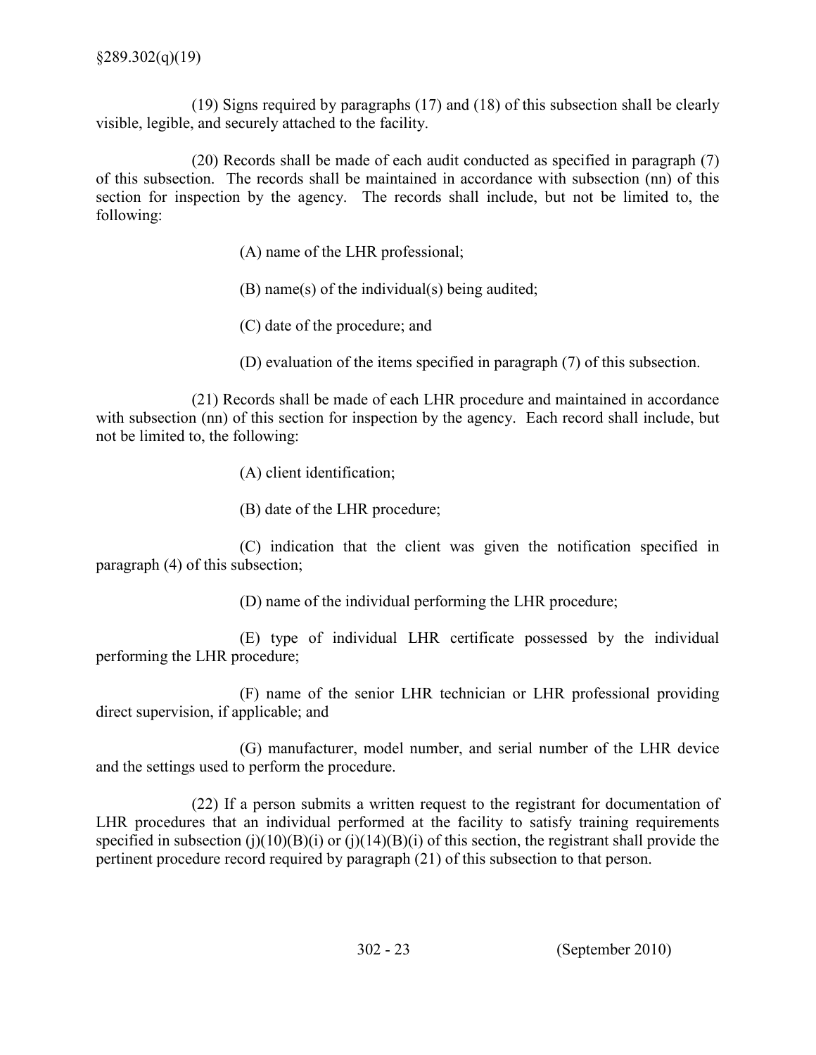(19) Signs required by paragraphs (17) and (18) of this subsection shall be clearly visible, legible, and securely attached to the facility.

(20) Records shall be made of each audit conducted as specified in paragraph (7) of this subsection. The records shall be maintained in accordance with subsection (nn) of this section for inspection by the agency. The records shall include, but not be limited to, the following:

(A) name of the LHR professional;

(B) name(s) of the individual(s) being audited;

(C) date of the procedure; and

(D) evaluation of the items specified in paragraph (7) of this subsection.

(21) Records shall be made of each LHR procedure and maintained in accordance with subsection (nn) of this section for inspection by the agency. Each record shall include, but not be limited to, the following:

(A) client identification;

(B) date of the LHR procedure;

(C) indication that the client was given the notification specified in paragraph (4) of this subsection;

(D) name of the individual performing the LHR procedure;

(E) type of individual LHR certificate possessed by the individual performing the LHR procedure;

(F) name of the senior LHR technician or LHR professional providing direct supervision, if applicable; and

(G) manufacturer, model number, and serial number of the LHR device and the settings used to perform the procedure.

(22) If a person submits a written request to the registrant for documentation of LHR procedures that an individual performed at the facility to satisfy training requirements specified in subsection (j)(10)(B)(i) or (j)(14)(B)(i) of this section, the registrant shall provide the pertinent procedure record required by paragraph (21) of this subsection to that person.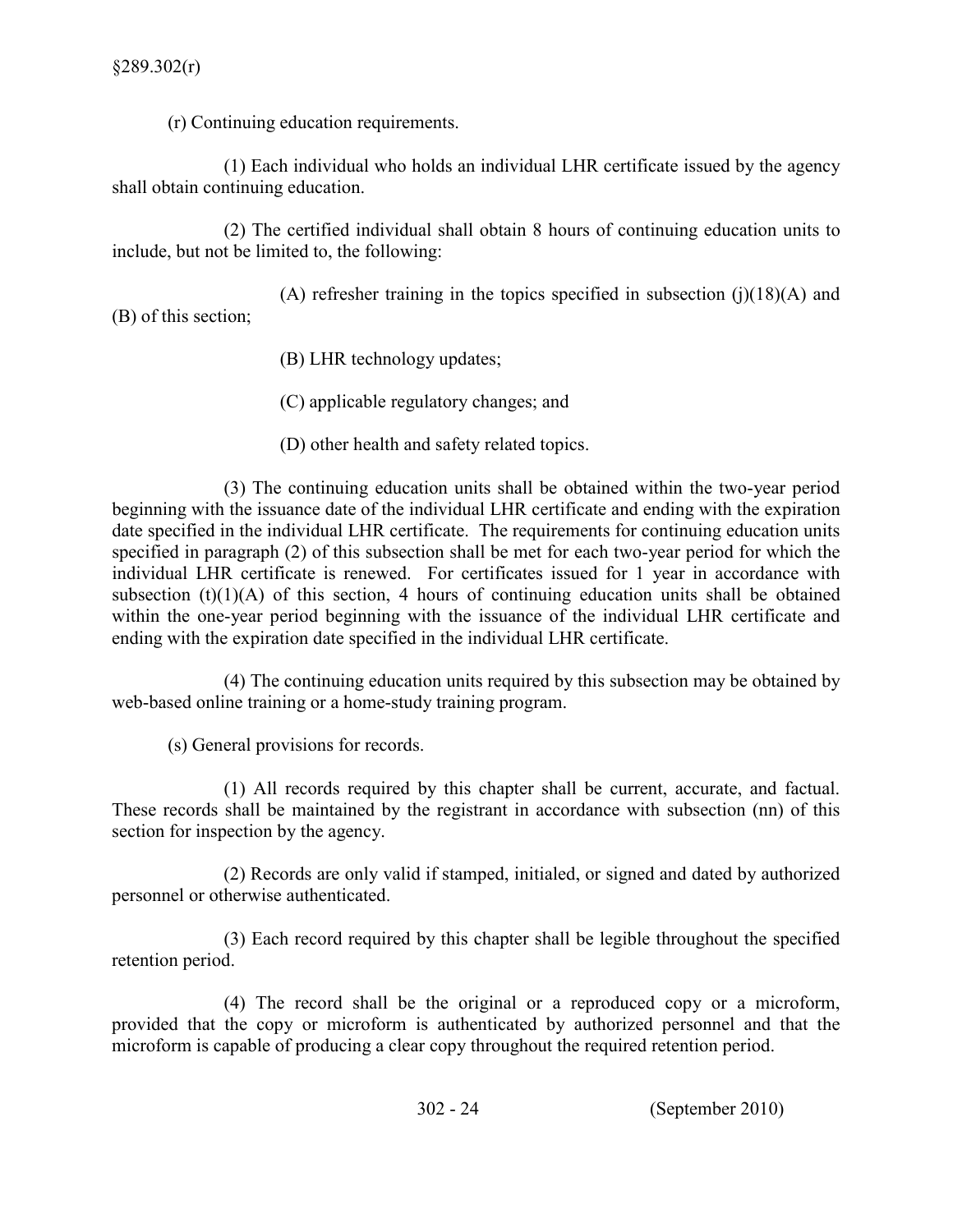(r) Continuing education requirements.

(1) Each individual who holds an individual LHR certificate issued by the agency shall obtain continuing education.

(2) The certified individual shall obtain 8 hours of continuing education units to include, but not be limited to, the following:

(A) refresher training in the topics specified in subsection (j)(18)(A) and (B) of this section;

(B) LHR technology updates;

(C) applicable regulatory changes; and

(D) other health and safety related topics.

(3) The continuing education units shall be obtained within the two-year period beginning with the issuance date of the individual LHR certificate and ending with the expiration date specified in the individual LHR certificate. The requirements for continuing education units specified in paragraph (2) of this subsection shall be met for each two-year period for which the individual LHR certificate is renewed. For certificates issued for 1 year in accordance with subsection (t)(1)(A) of this section, 4 hours of continuing education units shall be obtained within the one-year period beginning with the issuance of the individual LHR certificate and ending with the expiration date specified in the individual LHR certificate.

(4) The continuing education units required by this subsection may be obtained by web-based online training or a home-study training program.

(s) General provisions for records.

(1) All records required by this chapter shall be current, accurate, and factual. These records shall be maintained by the registrant in accordance with subsection (nn) of this section for inspection by the agency.

(2) Records are only valid if stamped, initialed, or signed and dated by authorized personnel or otherwise authenticated.

(3) Each record required by this chapter shall be legible throughout the specified retention period.

(4) The record shall be the original or a reproduced copy or a microform, provided that the copy or microform is authenticated by authorized personnel and that the microform is capable of producing a clear copy throughout the required retention period.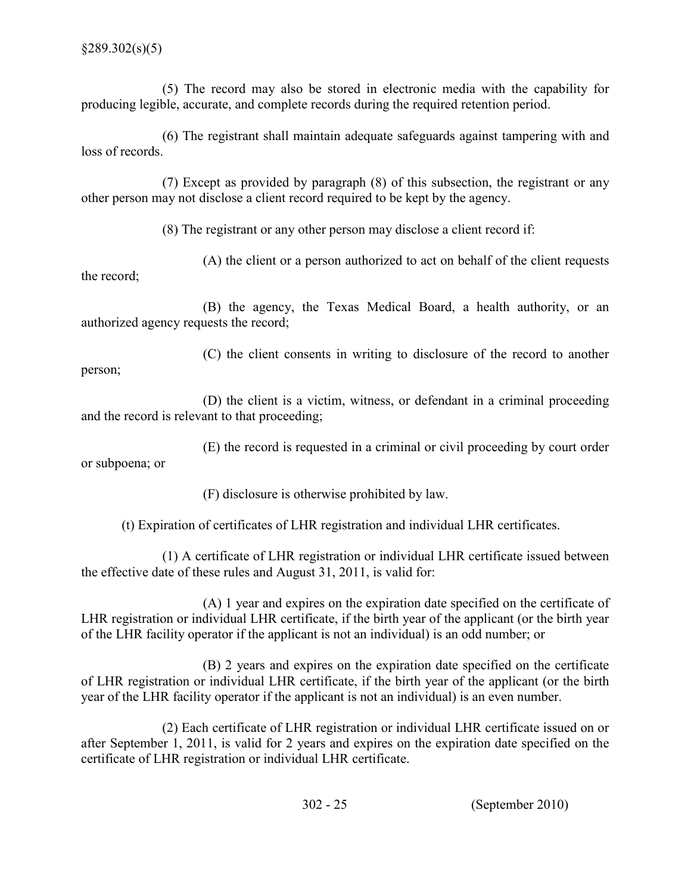(5) The record may also be stored in electronic media with the capability for producing legible, accurate, and complete records during the required retention period.

(6) The registrant shall maintain adequate safeguards against tampering with and loss of records.

(7) Except as provided by paragraph (8) of this subsection, the registrant or any other person may not disclose a client record required to be kept by the agency.

(8) The registrant or any other person may disclose a client record if:

(A) the client or a person authorized to act on behalf of the client requests the record;

(B) the agency, the Texas Medical Board, a health authority, or an authorized agency requests the record;

(C) the client consents in writing to disclosure of the record to another person;

(D) the client is a victim, witness, or defendant in a criminal proceeding and the record is relevant to that proceeding;

(E) the record is requested in a criminal or civil proceeding by court order or subpoena; or

(F) disclosure is otherwise prohibited by law.

(t) Expiration of certificates of LHR registration and individual LHR certificates.

(1) A certificate of LHR registration or individual LHR certificate issued between the effective date of these rules and August 31, 2011, is valid for:

(A) 1 year and expires on the expiration date specified on the certificate of LHR registration or individual LHR certificate, if the birth year of the applicant (or the birth year of the LHR facility operator if the applicant is not an individual) is an odd number; or

(B) 2 years and expires on the expiration date specified on the certificate of LHR registration or individual LHR certificate, if the birth year of the applicant (or the birth year of the LHR facility operator if the applicant is not an individual) is an even number.

(2) Each certificate of LHR registration or individual LHR certificate issued on or after September 1, 2011, is valid for 2 years and expires on the expiration date specified on the certificate of LHR registration or individual LHR certificate.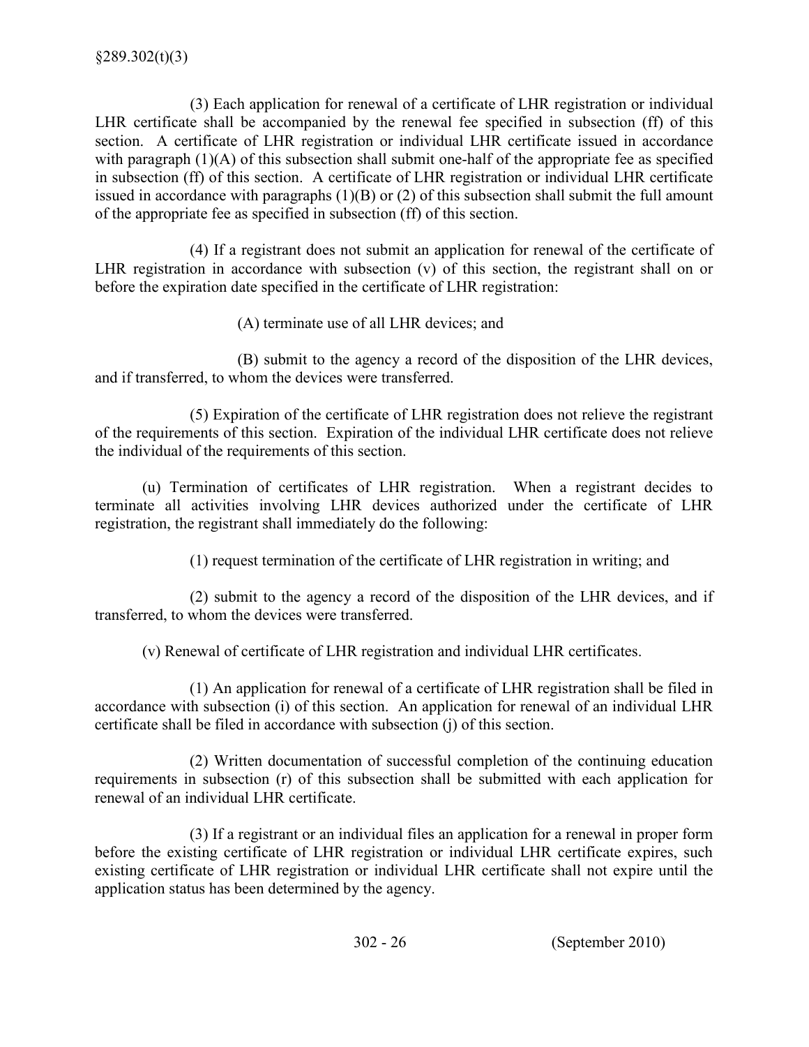(3) Each application for renewal of a certificate of LHR registration or individual LHR certificate shall be accompanied by the renewal fee specified in subsection (ff) of this section. A certificate of LHR registration or individual LHR certificate issued in accordance with paragraph (1)(A) of this subsection shall submit one-half of the appropriate fee as specified in subsection (ff) of this section. A certificate of LHR registration or individual LHR certificate issued in accordance with paragraphs (1)(B) or (2) of this subsection shall submit the full amount of the appropriate fee as specified in subsection (ff) of this section.

(4) If a registrant does not submit an application for renewal of the certificate of LHR registration in accordance with subsection (v) of this section, the registrant shall on or before the expiration date specified in the certificate of LHR registration:

(A) terminate use of all LHR devices; and

(B) submit to the agency a record of the disposition of the LHR devices, and if transferred, to whom the devices were transferred.

(5) Expiration of the certificate of LHR registration does not relieve the registrant of the requirements of this section. Expiration of the individual LHR certificate does not relieve the individual of the requirements of this section.

(u) Termination of certificates of LHR registration. When a registrant decides to terminate all activities involving LHR devices authorized under the certificate of LHR registration, the registrant shall immediately do the following:

(1) request termination of the certificate of LHR registration in writing; and

(2) submit to the agency a record of the disposition of the LHR devices, and if transferred, to whom the devices were transferred.

(v) Renewal of certificate of LHR registration and individual LHR certificates.

(1) An application for renewal of a certificate of LHR registration shall be filed in accordance with subsection (i) of this section. An application for renewal of an individual LHR certificate shall be filed in accordance with subsection (j) of this section.

(2) Written documentation of successful completion of the continuing education requirements in subsection (r) of this subsection shall be submitted with each application for renewal of an individual LHR certificate.

(3) If a registrant or an individual files an application for a renewal in proper form before the existing certificate of LHR registration or individual LHR certificate expires, such existing certificate of LHR registration or individual LHR certificate shall not expire until the application status has been determined by the agency.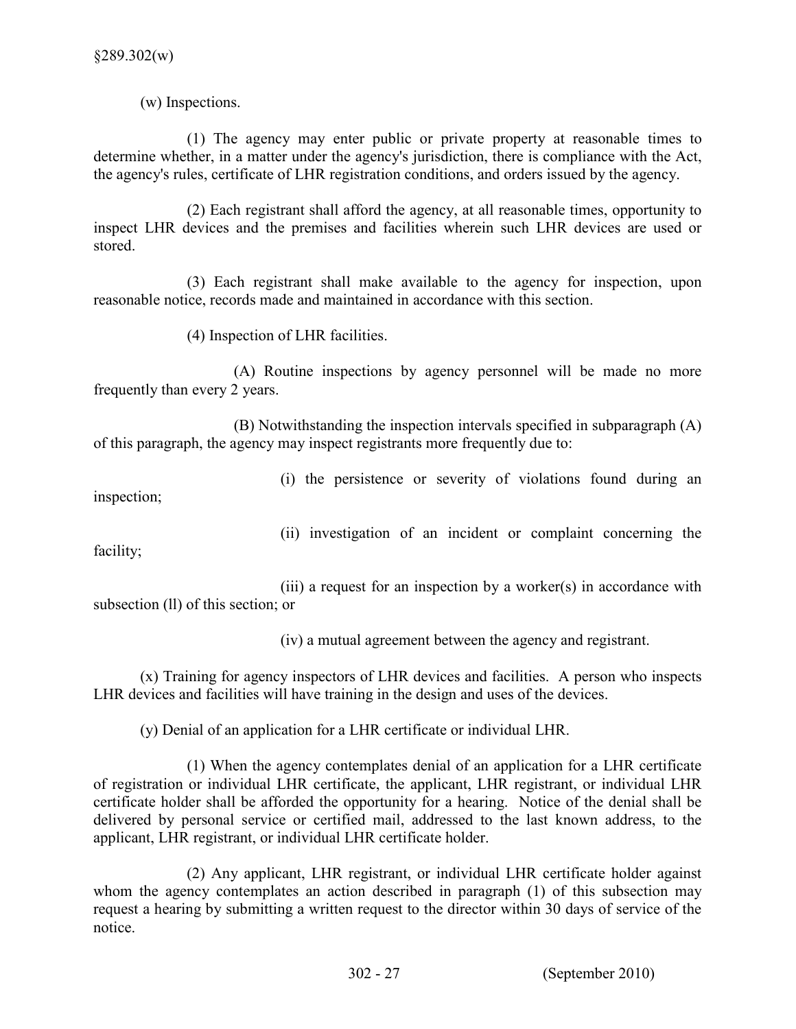(w) Inspections.

(1) The agency may enter public or private property at reasonable times to determine whether, in a matter under the agency's jurisdiction, there is compliance with the Act, the agency's rules, certificate of LHR registration conditions, and orders issued by the agency.

(2) Each registrant shall afford the agency, at all reasonable times, opportunity to inspect LHR devices and the premises and facilities wherein such LHR devices are used or stored.

(3) Each registrant shall make available to the agency for inspection, upon reasonable notice, records made and maintained in accordance with this section.

(4) Inspection of LHR facilities.

(A) Routine inspections by agency personnel will be made no more frequently than every 2 years.

(B) Notwithstanding the inspection intervals specified in subparagraph (A) of this paragraph, the agency may inspect registrants more frequently due to:

(i) the persistence or severity of violations found during an inspection;

(ii) investigation of an incident or complaint concerning the facility;

(iii) a request for an inspection by a worker(s) in accordance with subsection (ll) of this section; or

(iv) a mutual agreement between the agency and registrant.

(x) Training for agency inspectors of LHR devices and facilities. A person who inspects LHR devices and facilities will have training in the design and uses of the devices.

(y) Denial of an application for a LHR certificate or individual LHR.

(1) When the agency contemplates denial of an application for a LHR certificate of registration or individual LHR certificate, the applicant, LHR registrant, or individual LHR certificate holder shall be afforded the opportunity for a hearing. Notice of the denial shall be delivered by personal service or certified mail, addressed to the last known address, to the applicant, LHR registrant, or individual LHR certificate holder.

(2) Any applicant, LHR registrant, or individual LHR certificate holder against whom the agency contemplates an action described in paragraph (1) of this subsection may request a hearing by submitting a written request to the director within 30 days of service of the notice.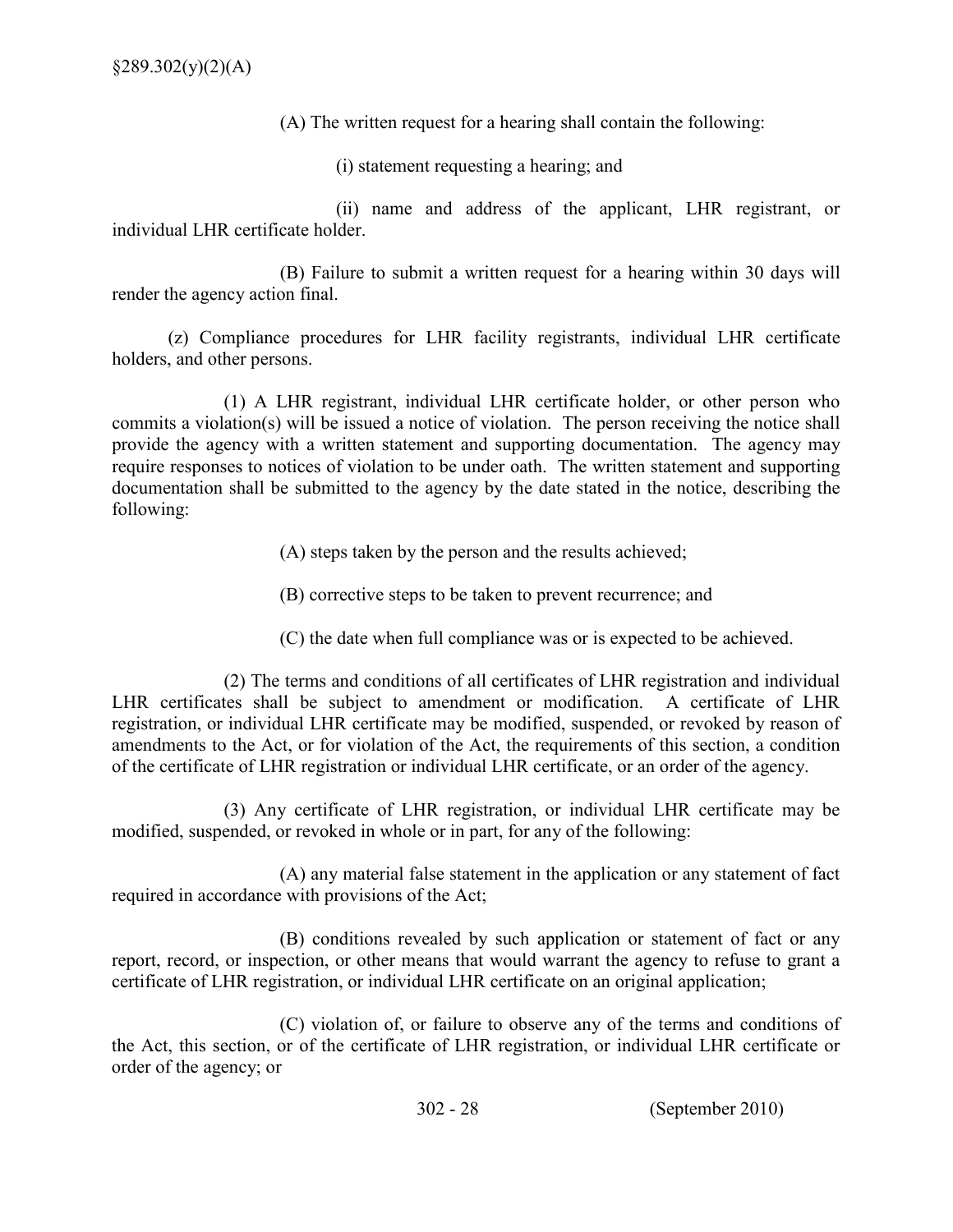(A) The written request for a hearing shall contain the following:

(i) statement requesting a hearing; and

(ii) name and address of the applicant, LHR registrant, or individual LHR certificate holder.

(B) Failure to submit a written request for a hearing within 30 days will render the agency action final.

(z) Compliance procedures for LHR facility registrants, individual LHR certificate holders, and other persons.

(1) A LHR registrant, individual LHR certificate holder, or other person who commits a violation(s) will be issued a notice of violation. The person receiving the notice shall provide the agency with a written statement and supporting documentation. The agency may require responses to notices of violation to be under oath. The written statement and supporting documentation shall be submitted to the agency by the date stated in the notice, describing the following:

(A) steps taken by the person and the results achieved;

(B) corrective steps to be taken to prevent recurrence; and

(C) the date when full compliance was or is expected to be achieved.

(2) The terms and conditions of all certificates of LHR registration and individual LHR certificates shall be subject to amendment or modification. A certificate of LHR registration, or individual LHR certificate may be modified, suspended, or revoked by reason of amendments to the Act, or for violation of the Act, the requirements of this section, a condition of the certificate of LHR registration or individual LHR certificate, or an order of the agency.

(3) Any certificate of LHR registration, or individual LHR certificate may be modified, suspended, or revoked in whole or in part, for any of the following:

(A) any material false statement in the application or any statement of fact required in accordance with provisions of the Act;

(B) conditions revealed by such application or statement of fact or any report, record, or inspection, or other means that would warrant the agency to refuse to grant a certificate of LHR registration, or individual LHR certificate on an original application;

(C) violation of, or failure to observe any of the terms and conditions of the Act, this section, or of the certificate of LHR registration, or individual LHR certificate or order of the agency; or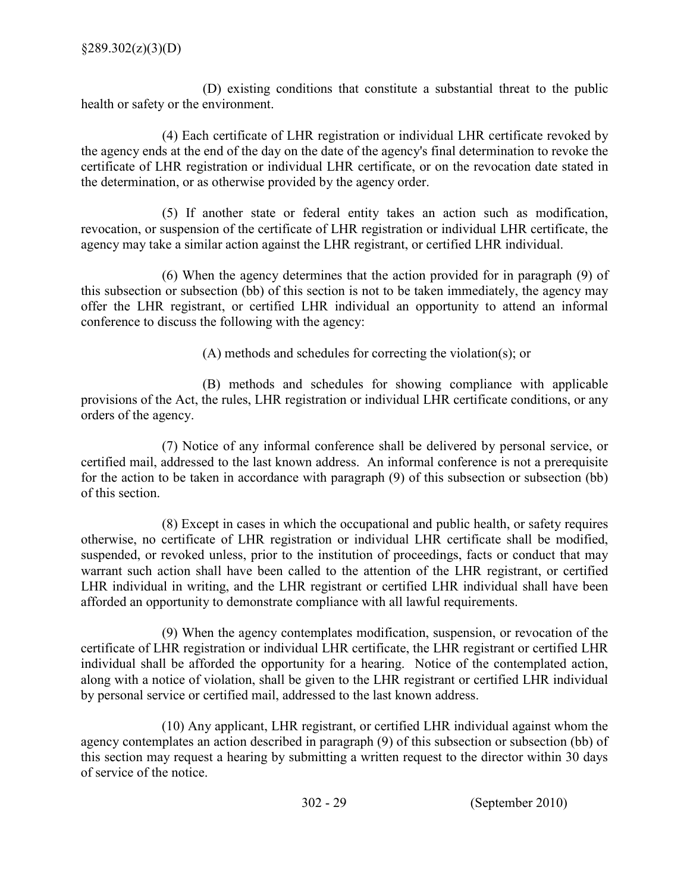(D) existing conditions that constitute a substantial threat to the public health or safety or the environment.

(4) Each certificate of LHR registration or individual LHR certificate revoked by the agency ends at the end of the day on the date of the agency's final determination to revoke the certificate of LHR registration or individual LHR certificate, or on the revocation date stated in the determination, or as otherwise provided by the agency order.

(5) If another state or federal entity takes an action such as modification, revocation, or suspension of the certificate of LHR registration or individual LHR certificate, the agency may take a similar action against the LHR registrant, or certified LHR individual.

(6) When the agency determines that the action provided for in paragraph (9) of this subsection or subsection (bb) of this section is not to be taken immediately, the agency may offer the LHR registrant, or certified LHR individual an opportunity to attend an informal conference to discuss the following with the agency:

(A) methods and schedules for correcting the violation(s); or

(B) methods and schedules for showing compliance with applicable provisions of the Act, the rules, LHR registration or individual LHR certificate conditions, or any orders of the agency.

(7) Notice of any informal conference shall be delivered by personal service, or certified mail, addressed to the last known address. An informal conference is not a prerequisite for the action to be taken in accordance with paragraph (9) of this subsection or subsection (bb) of this section.

(8) Except in cases in which the occupational and public health, or safety requires otherwise, no certificate of LHR registration or individual LHR certificate shall be modified, suspended, or revoked unless, prior to the institution of proceedings, facts or conduct that may warrant such action shall have been called to the attention of the LHR registrant, or certified LHR individual in writing, and the LHR registrant or certified LHR individual shall have been afforded an opportunity to demonstrate compliance with all lawful requirements.

(9) When the agency contemplates modification, suspension, or revocation of the certificate of LHR registration or individual LHR certificate, the LHR registrant or certified LHR individual shall be afforded the opportunity for a hearing. Notice of the contemplated action, along with a notice of violation, shall be given to the LHR registrant or certified LHR individual by personal service or certified mail, addressed to the last known address.

(10) Any applicant, LHR registrant, or certified LHR individual against whom the agency contemplates an action described in paragraph (9) of this subsection or subsection (bb) of this section may request a hearing by submitting a written request to the director within 30 days of service of the notice.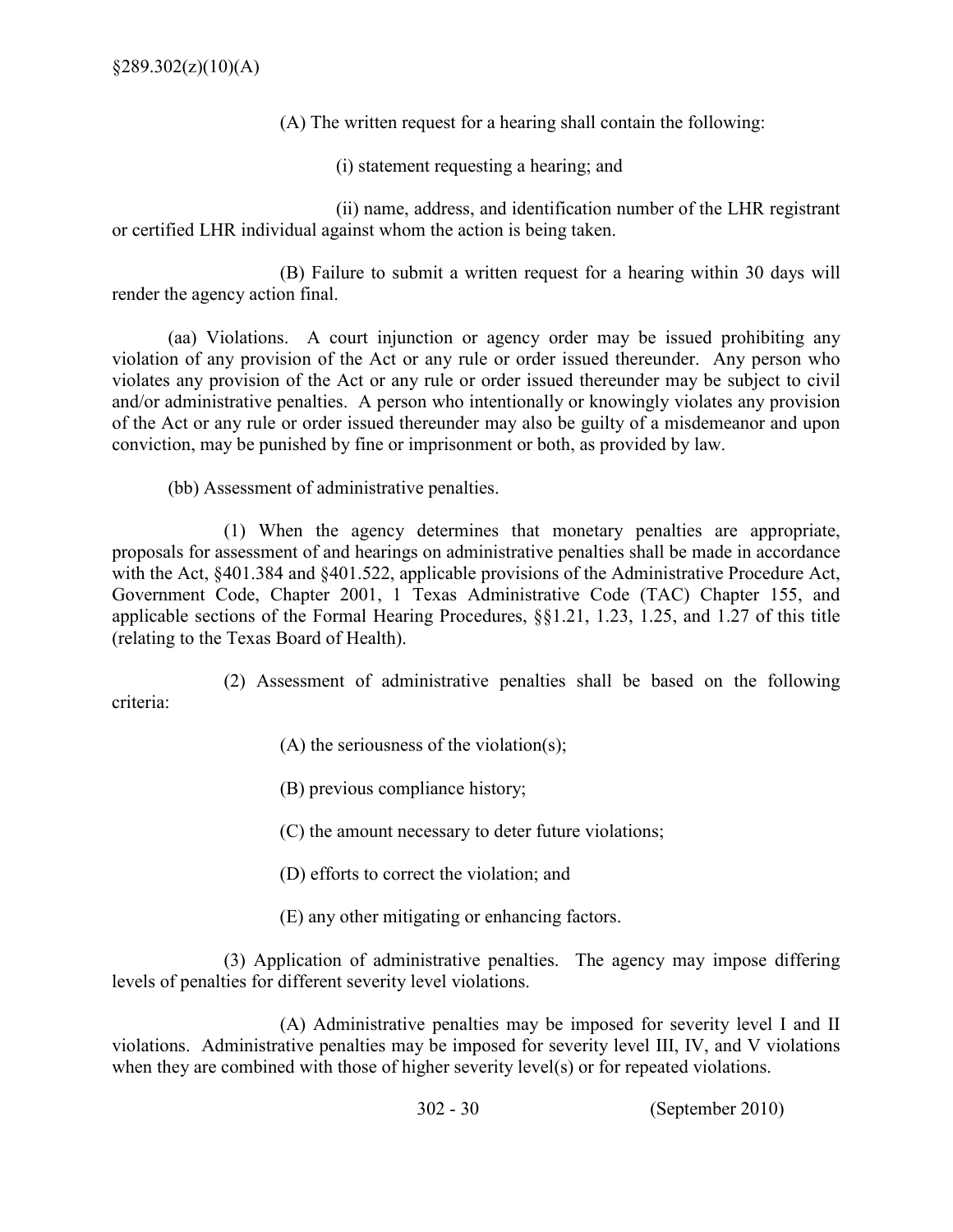(A) The written request for a hearing shall contain the following:

(i) statement requesting a hearing; and

(ii) name, address, and identification number of the LHR registrant or certified LHR individual against whom the action is being taken.

(B) Failure to submit a written request for a hearing within 30 days will render the agency action final.

(aa) Violations. A court injunction or agency order may be issued prohibiting any violation of any provision of the Act or any rule or order issued thereunder. Any person who violates any provision of the Act or any rule or order issued thereunder may be subject to civil and/or administrative penalties. A person who intentionally or knowingly violates any provision of the Act or any rule or order issued thereunder may also be guilty of a misdemeanor and upon conviction, may be punished by fine or imprisonment or both, as provided by law.

(bb) Assessment of administrative penalties.

(1) When the agency determines that monetary penalties are appropriate, proposals for assessment of and hearings on administrative penalties shall be made in accordance with the Act, §401.384 and §401.522, applicable provisions of the Administrative Procedure Act, Government Code, Chapter 2001, 1 Texas Administrative Code (TAC) Chapter 155, and applicable sections of the Formal Hearing Procedures, §§1.21, 1.23, 1.25, and 1.27 of this title (relating to the Texas Board of Health).

(2) Assessment of administrative penalties shall be based on the following criteria:

(A) the seriousness of the violation(s);

(B) previous compliance history;

(C) the amount necessary to deter future violations;

(D) efforts to correct the violation; and

(E) any other mitigating or enhancing factors.

(3) Application of administrative penalties. The agency may impose differing levels of penalties for different severity level violations.

(A) Administrative penalties may be imposed for severity level I and II violations. Administrative penalties may be imposed for severity level III, IV, and V violations when they are combined with those of higher severity level(s) or for repeated violations.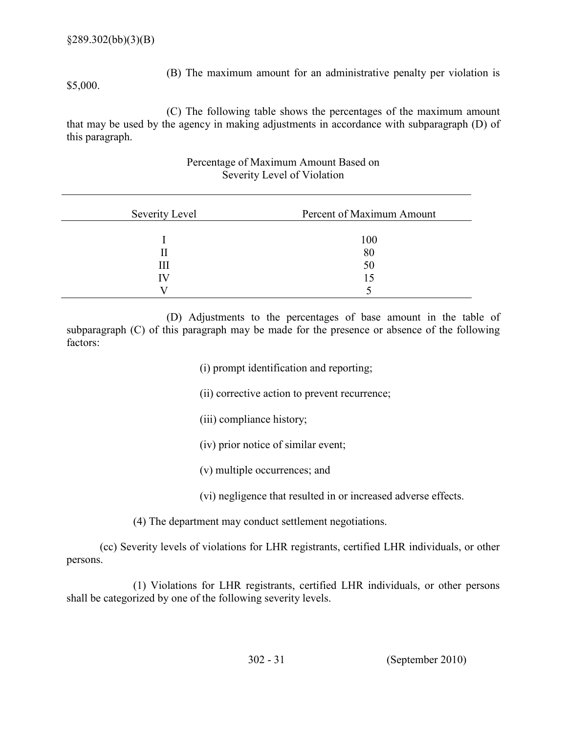(B) The maximum amount for an administrative penalty per violation is $5,000.

(C) The following table shows the percentages of the maximum amount that may be used by the agency in making adjustments in accordance with subparagraph (D) of this paragraph.

Percentage of Maximum Amount Based on Severity Level of Violation

| Severity Level | Percent of Maximum Amount |
|---|---|
| I | 100 |
| II | 80 |
| III | 50 |
| IV | 15 |
| V | 5 |

(D) Adjustments to the percentages of base amount in the table of subparagraph (C) of this paragraph may be made for the presence or absence of the following factors:

(i) prompt identification and reporting;

(ii) corrective action to prevent recurrence;

(iii) compliance history;

(iv) prior notice of similar event;

(v) multiple occurrences; and

(vi) negligence that resulted in or increased adverse effects.

(4) The department may conduct settlement negotiations.

(cc) Severity levels of violations for LHR registrants, certified LHR individuals, or other persons.

(1) Violations for LHR registrants, certified LHR individuals, or other persons shall be categorized by one of the following severity levels.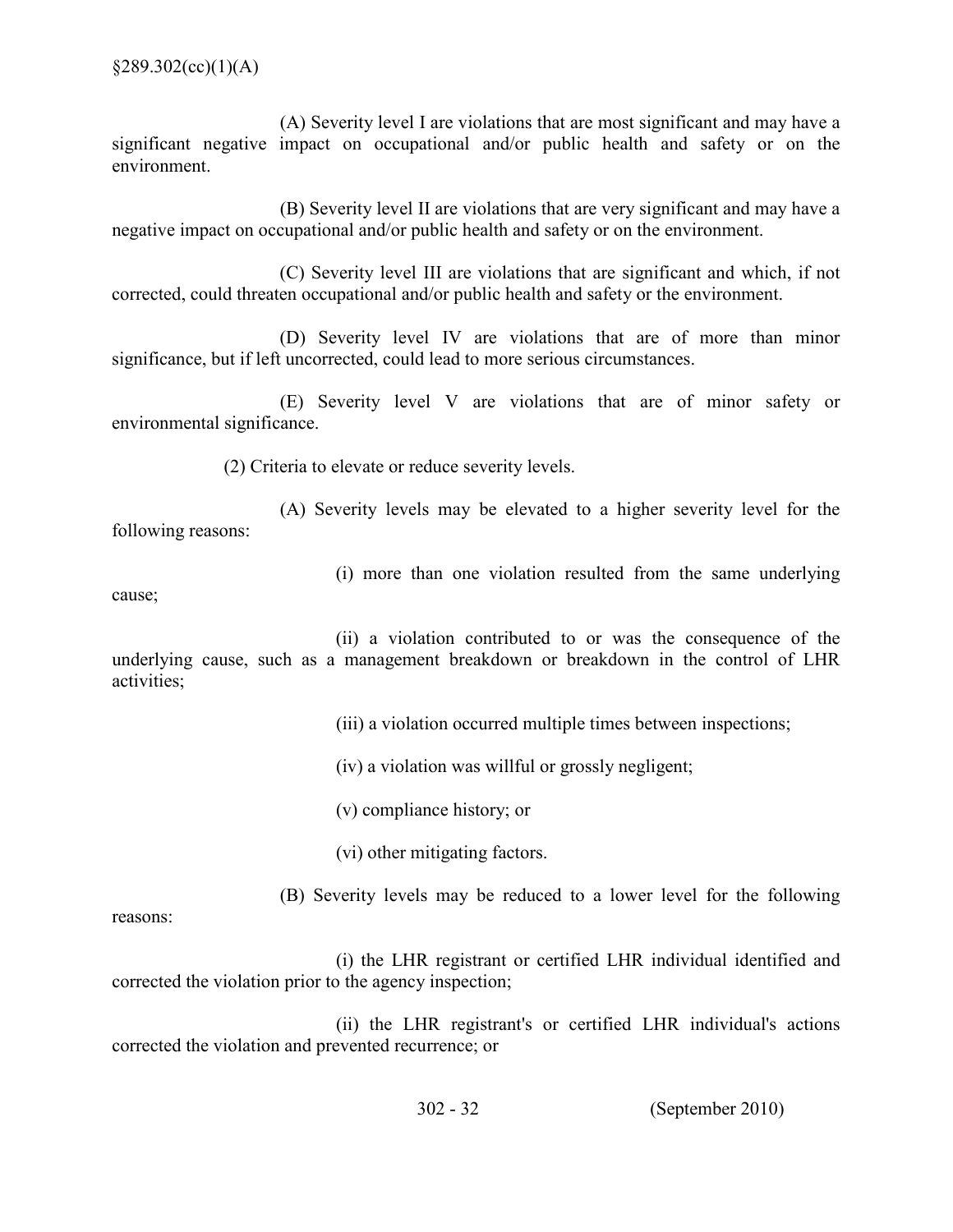(A) Severity level I are violations that are most significant and may have a significant negative impact on occupational and/or public health and safety or on the environment.

(B) Severity level II are violations that are very significant and may have a negative impact on occupational and/or public health and safety or on the environment.

(C) Severity level III are violations that are significant and which, if not corrected, could threaten occupational and/or public health and safety or the environment.

(D) Severity level IV are violations that are of more than minor significance, but if left uncorrected, could lead to more serious circumstances.

(E) Severity level V are violations that are of minor safety or environmental significance.

(2) Criteria to elevate or reduce severity levels.

(A) Severity levels may be elevated to a higher severity level for the following reasons:

(i) more than one violation resulted from the same underlying cause;

(ii) a violation contributed to or was the consequence of the underlying cause, such as a management breakdown or breakdown in the control of LHR activities;

(iii) a violation occurred multiple times between inspections;

(iv) a violation was willful or grossly negligent;

(v) compliance history; or

(vi) other mitigating factors.

(B) Severity levels may be reduced to a lower level for the following reasons:

(i) the LHR registrant or certified LHR individual identified and corrected the violation prior to the agency inspection;

(ii) the LHR registrant's or certified LHR individual's actions corrected the violation and prevented recurrence; or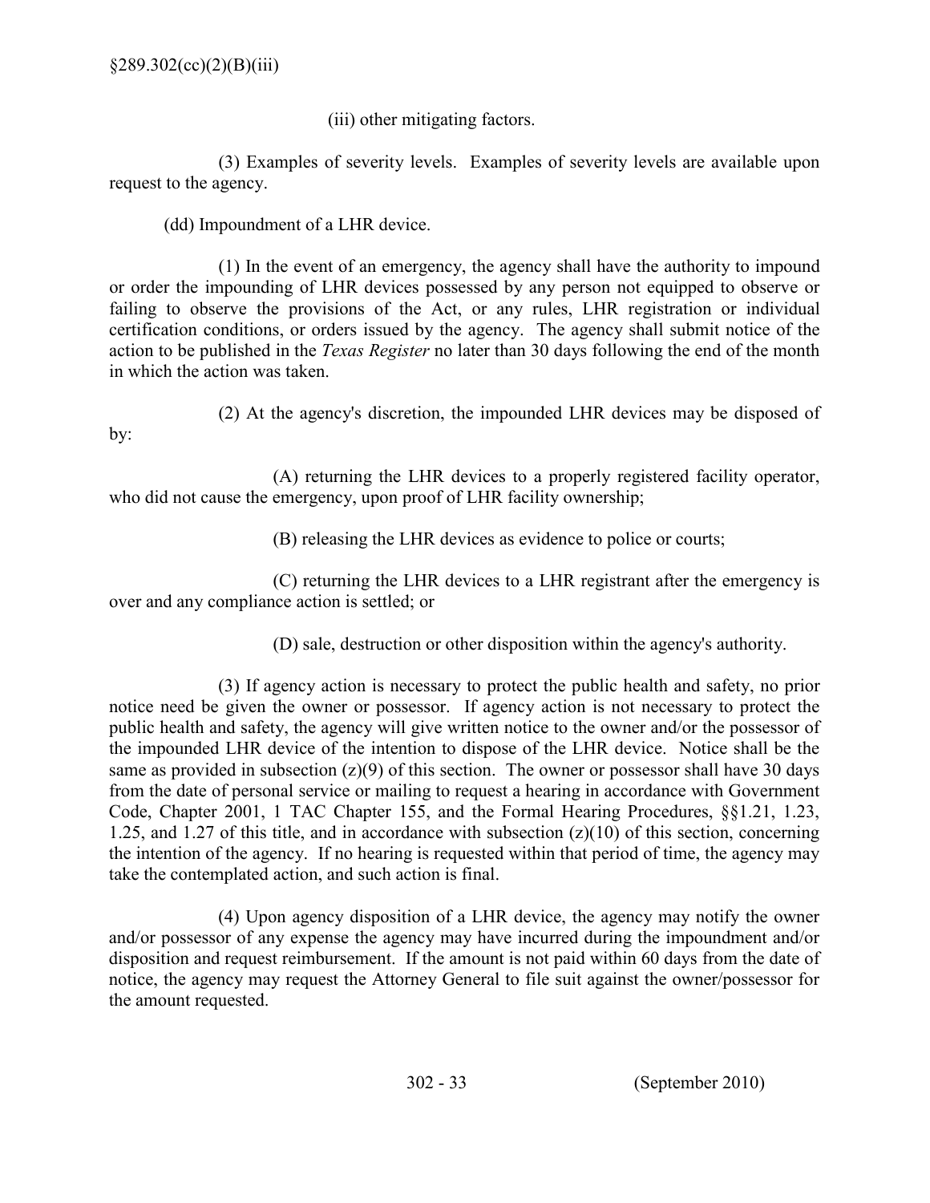(iii) other mitigating factors.

(3) Examples of severity levels. Examples of severity levels are available upon request to the agency.

(dd) Impoundment of a LHR device.

(1) In the event of an emergency, the agency shall have the authority to impound or order the impounding of LHR devices possessed by any person not equipped to observe or failing to observe the provisions of the Act, or any rules, LHR registration or individual certification conditions, or orders issued by the agency. The agency shall submit notice of the action to be published in the *Texas Register* no later than 30 days following the end of the month in which the action was taken.

(2) At the agency's discretion, the impounded LHR devices may be disposed of by:

(A) returning the LHR devices to a properly registered facility operator, who did not cause the emergency, upon proof of LHR facility ownership;

(B) releasing the LHR devices as evidence to police or courts;

(C) returning the LHR devices to a LHR registrant after the emergency is over and any compliance action is settled; or

(D) sale, destruction or other disposition within the agency's authority.

(3) If agency action is necessary to protect the public health and safety, no prior notice need be given the owner or possessor. If agency action is not necessary to protect the public health and safety, the agency will give written notice to the owner and/or the possessor of the impounded LHR device of the intention to dispose of the LHR device. Notice shall be the same as provided in subsection (z)(9) of this section. The owner or possessor shall have 30 days from the date of personal service or mailing to request a hearing in accordance with Government Code, Chapter 2001, 1 TAC Chapter 155, and the Formal Hearing Procedures, §§1.21, 1.23, 1.25, and 1.27 of this title, and in accordance with subsection (z)(10) of this section, concerning the intention of the agency. If no hearing is requested within that period of time, the agency may take the contemplated action, and such action is final.

(4) Upon agency disposition of a LHR device, the agency may notify the owner and/or possessor of any expense the agency may have incurred during the impoundment and/or disposition and request reimbursement. If the amount is not paid within 60 days from the date of notice, the agency may request the Attorney General to file suit against the owner/possessor for the amount requested.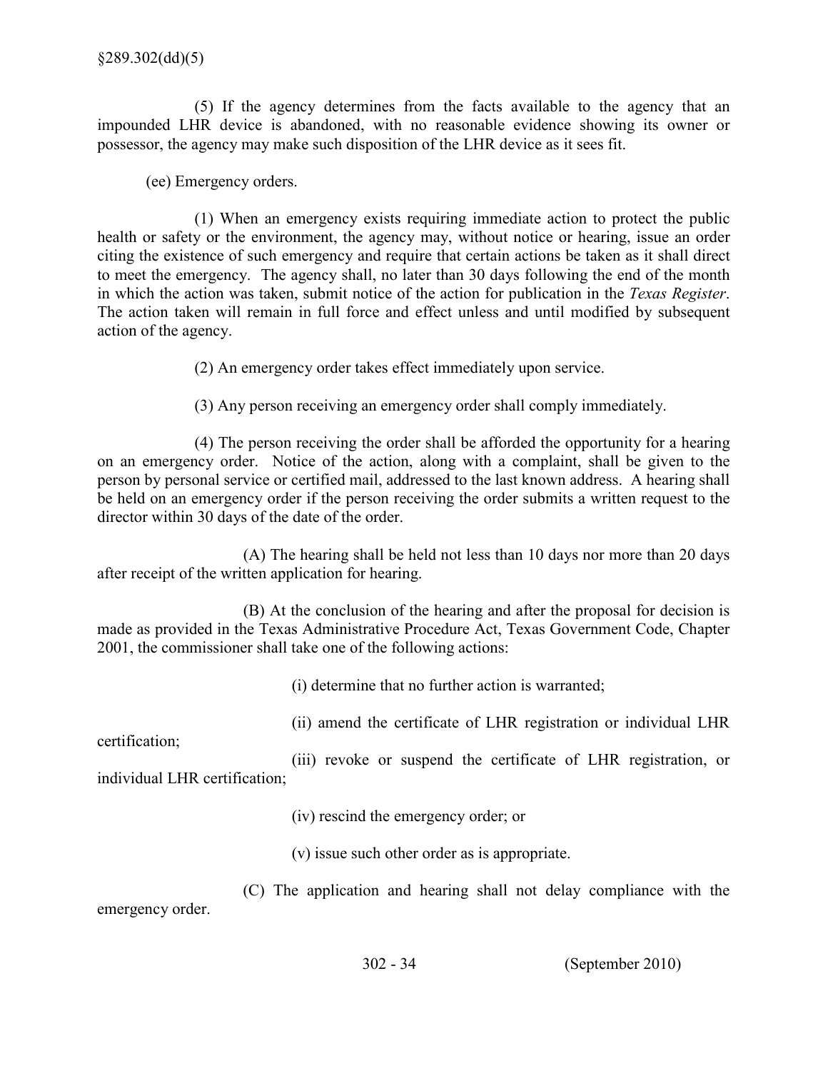(5) If the agency determines from the facts available to the agency that an impounded LHR device is abandoned, with no reasonable evidence showing its owner or possessor, the agency may make such disposition of the LHR device as it sees fit.

(ee) Emergency orders.

(1) When an emergency exists requiring immediate action to protect the public health or safety or the environment, the agency may, without notice or hearing, issue an order citing the existence of such emergency and require that certain actions be taken as it shall direct to meet the emergency. The agency shall, no later than 30 days following the end of the month in which the action was taken, submit notice of the action for publication in the *Texas Register*. The action taken will remain in full force and effect unless and until modified by subsequent action of the agency.

(2) An emergency order takes effect immediately upon service.

(3) Any person receiving an emergency order shall comply immediately.

(4) The person receiving the order shall be afforded the opportunity for a hearing on an emergency order. Notice of the action, along with a complaint, shall be given to the person by personal service or certified mail, addressed to the last known address. A hearing shall be held on an emergency order if the person receiving the order submits a written request to the director within 30 days of the date of the order.

(A) The hearing shall be held not less than 10 days nor more than 20 days after receipt of the written application for hearing.

(B) At the conclusion of the hearing and after the proposal for decision is made as provided in the Texas Administrative Procedure Act, Texas Government Code, Chapter 2001, the commissioner shall take one of the following actions:

(i) determine that no further action is warranted;

(ii) amend the certificate of LHR registration or individual LHR certification;

(iii) revoke or suspend the certificate of LHR registration, or individual LHR certification;

(iv) rescind the emergency order; or

(v) issue such other order as is appropriate.

(C) The application and hearing shall not delay compliance with the emergency order.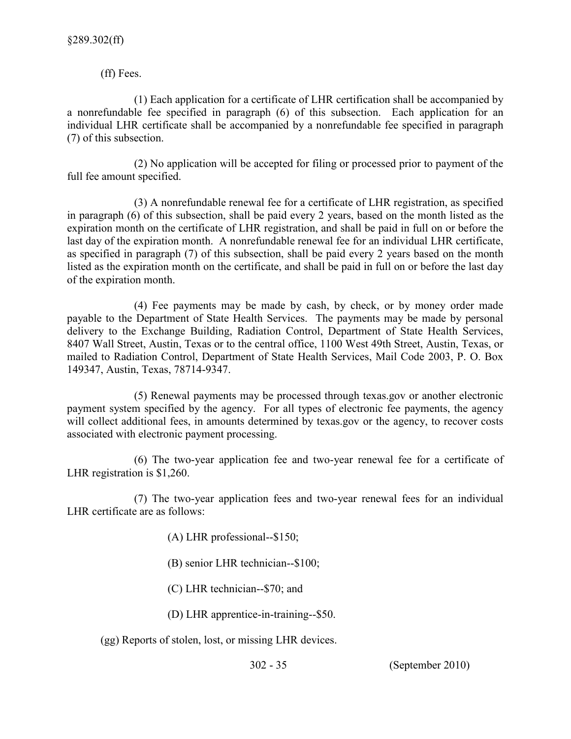(ff) Fees.

(1) Each application for a certificate of LHR certification shall be accompanied by a nonrefundable fee specified in paragraph (6) of this subsection. Each application for an individual LHR certificate shall be accompanied by a nonrefundable fee specified in paragraph (7) of this subsection.

(2) No application will be accepted for filing or processed prior to payment of the full fee amount specified.

(3) A nonrefundable renewal fee for a certificate of LHR registration, as specified in paragraph (6) of this subsection, shall be paid every 2 years, based on the month listed as the expiration month on the certificate of LHR registration, and shall be paid in full on or before the last day of the expiration month. A nonrefundable renewal fee for an individual LHR certificate, as specified in paragraph (7) of this subsection, shall be paid every 2 years based on the month listed as the expiration month on the certificate, and shall be paid in full on or before the last day of the expiration month.

(4) Fee payments may be made by cash, by check, or by money order made payable to the Department of State Health Services. The payments may be made by personal delivery to the Exchange Building, Radiation Control, Department of State Health Services, 8407 Wall Street, Austin, Texas or to the central office, 1100 West 49th Street, Austin, Texas, or mailed to Radiation Control, Department of State Health Services, Mail Code 2003, P. O. Box 149347, Austin, Texas, 78714-9347.

(5) Renewal payments may be processed through texas.gov or another electronic payment system specified by the agency. For all types of electronic fee payments, the agency will collect additional fees, in amounts determined by texas.gov or the agency, to recover costs associated with electronic payment processing.

(6) The two-year application fee and two-year renewal fee for a certificate of LHR registration is $1,260.

(7) The two-year application fees and two-year renewal fees for an individual LHR certificate are as follows:

(A) LHR professional--$150;

(B) senior LHR technician--$100;

(C) LHR technician--$70; and

(D) LHR apprentice-in-training--$50.

(gg) Reports of stolen, lost, or missing LHR devices.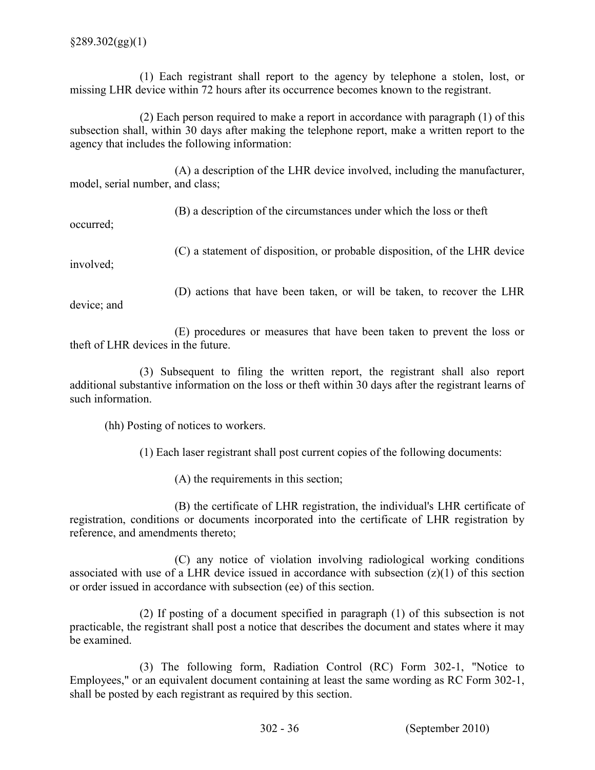(1) Each registrant shall report to the agency by telephone a stolen, lost, or missing LHR device within 72 hours after its occurrence becomes known to the registrant.

(2) Each person required to make a report in accordance with paragraph (1) of this subsection shall, within 30 days after making the telephone report, make a written report to the agency that includes the following information:

(A) a description of the LHR device involved, including the manufacturer, model, serial number, and class;

(B) a description of the circumstances under which the loss or theft occurred;

(C) a statement of disposition, or probable disposition, of the LHR device involved;

(D) actions that have been taken, or will be taken, to recover the LHR device; and

(E) procedures or measures that have been taken to prevent the loss or theft of LHR devices in the future.

(3) Subsequent to filing the written report, the registrant shall also report additional substantive information on the loss or theft within 30 days after the registrant learns of such information.

(hh) Posting of notices to workers.

(1) Each laser registrant shall post current copies of the following documents:

(A) the requirements in this section;

(B) the certificate of LHR registration, the individual's LHR certificate of registration, conditions or documents incorporated into the certificate of LHR registration by reference, and amendments thereto;

(C) any notice of violation involving radiological working conditions associated with use of a LHR device issued in accordance with subsection (z)(1) of this section or order issued in accordance with subsection (ee) of this section.

(2) If posting of a document specified in paragraph (1) of this subsection is not practicable, the registrant shall post a notice that describes the document and states where it may be examined.

(3) The following form, Radiation Control (RC) Form 302-1, "Notice to Employees," or an equivalent document containing at least the same wording as RC Form 302-1, shall be posted by each registrant as required by this section.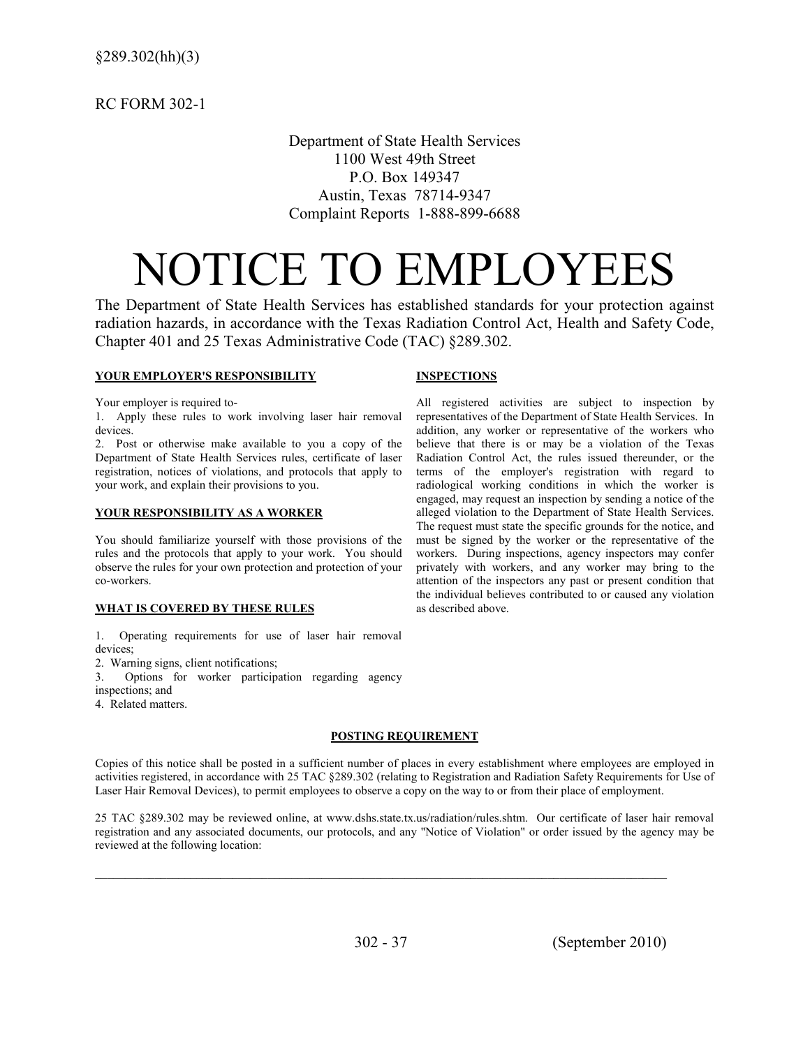§289.302(hh)(3)

RC FORM 302-1

Department of State Health Services
1100 West 49th Street
P.O. Box 149347
Austin, Texas 78714-9347
Complaint Reports 1-888-899-6688

# NOTICE TO EMPLOYEES

The Department of State Health Services has established standards for your protection against radiation hazards, in accordance with the Texas Radiation Control Act, Health and Safety Code, Chapter 401 and 25 Texas Administrative Code (TAC) §289.302.

**YOUR EMPLOYER'S RESPONSIBILITY**

Your employer is required to-

1. Apply these rules to work involving laser hair removal devices.
2. Post or otherwise make available to you a copy of the Department of State Health Services rules, certificate of laser registration, notices of violations, and protocols that apply to your work, and explain their provisions to you.

**YOUR RESPONSIBILITY AS A WORKER**

You should familiarize yourself with those provisions of the rules and the protocols that apply to your work. You should observe the rules for your own protection and protection of your co-workers.

**WHAT IS COVERED BY THESE RULES**

1. Operating requirements for use of laser hair removal devices;
2. Warning signs, client notifications;
3. Options for worker participation regarding agency inspections; and
4. Related matters.

**INSPECTIONS**

All registered activities are subject to inspection by representatives of the Department of State Health Services. In addition, any worker or representative of the workers who believe that there is or may be a violation of the Texas Radiation Control Act, the rules issued thereunder, or the terms of the employer's registration with regard to radiological working conditions in which the worker is engaged, may request an inspection by sending a notice of the alleged violation to the Department of State Health Services. The request must state the specific grounds for the notice, and must be signed by the worker or the representative of the workers. During inspections, agency inspectors may confer privately with workers, and any worker may bring to the attention of the inspectors any past or present condition that the individual believes contributed to or caused any violation as described above.

**POSTING REQUIREMENT**

Copies of this notice shall be posted in a sufficient number of places in every establishment where employees are employed in activities registered, in accordance with 25 TAC §289.302 (relating to Registration and Radiation Safety Requirements for Use of Laser Hair Removal Devices), to permit employees to observe a copy on the way to or from their place of employment.

25 TAC §289.302 may be reviewed online, at www.dshs.state.tx.us/radiation/rules.shtm. Our certificate of laser hair removal registration and any associated documents, our protocols, and any "Notice of Violation" or order issued by the agency may be reviewed at the following location:

\_\_\_\_\_\_\_\_\_\_\_\_\_\_\_\_\_\_\_\_\_\_\_\_\_\_\_\_\_\_\_\_\_\_\_\_\_\_\_\_\_\_\_\_\_\_\_\_\_\_\_\_\_\_\_\_\_\_\_\_\_\_\_\_\_\_\_\_\_\_\_\_\_\_\_\_

(September 2010)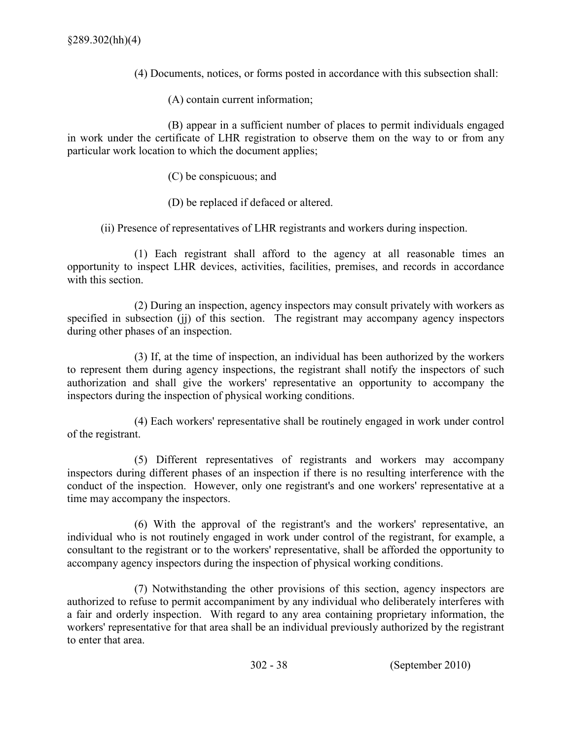(4) Documents, notices, or forms posted in accordance with this subsection shall:

(A) contain current information;

(B) appear in a sufficient number of places to permit individuals engaged in work under the certificate of LHR registration to observe them on the way to or from any particular work location to which the document applies;

(C) be conspicuous; and

(D) be replaced if defaced or altered.

(ii) Presence of representatives of LHR registrants and workers during inspection.

(1) Each registrant shall afford to the agency at all reasonable times an opportunity to inspect LHR devices, activities, facilities, premises, and records in accordance with this section.

(2) During an inspection, agency inspectors may consult privately with workers as specified in subsection (jj) of this section. The registrant may accompany agency inspectors during other phases of an inspection.

(3) If, at the time of inspection, an individual has been authorized by the workers to represent them during agency inspections, the registrant shall notify the inspectors of such authorization and shall give the workers' representative an opportunity to accompany the inspectors during the inspection of physical working conditions.

(4) Each workers' representative shall be routinely engaged in work under control of the registrant.

(5) Different representatives of registrants and workers may accompany inspectors during different phases of an inspection if there is no resulting interference with the conduct of the inspection. However, only one registrant's and one workers' representative at a time may accompany the inspectors.

(6) With the approval of the registrant's and the workers' representative, an individual who is not routinely engaged in work under control of the registrant, for example, a consultant to the registrant or to the workers' representative, shall be afforded the opportunity to accompany agency inspectors during the inspection of physical working conditions.

(7) Notwithstanding the other provisions of this section, agency inspectors are authorized to refuse to permit accompaniment by any individual who deliberately interferes with a fair and orderly inspection. With regard to any area containing proprietary information, the workers' representative for that area shall be an individual previously authorized by the registrant to enter that area.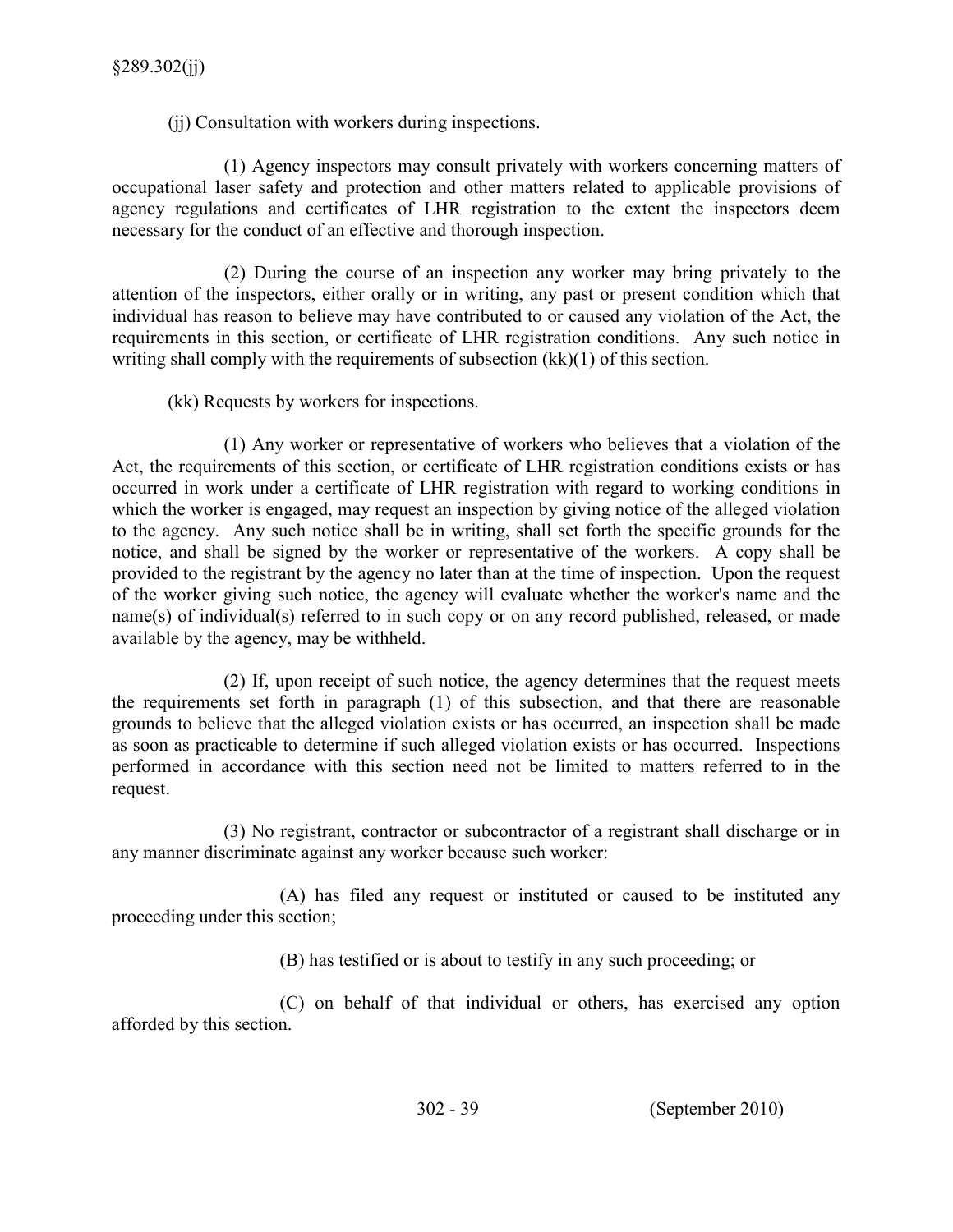(jj) Consultation with workers during inspections.

(1) Agency inspectors may consult privately with workers concerning matters of occupational laser safety and protection and other matters related to applicable provisions of agency regulations and certificates of LHR registration to the extent the inspectors deem necessary for the conduct of an effective and thorough inspection.

(2) During the course of an inspection any worker may bring privately to the attention of the inspectors, either orally or in writing, any past or present condition which that individual has reason to believe may have contributed to or caused any violation of the Act, the requirements in this section, or certificate of LHR registration conditions. Any such notice in writing shall comply with the requirements of subsection (kk)(1) of this section.

(kk) Requests by workers for inspections.

(1) Any worker or representative of workers who believes that a violation of the Act, the requirements of this section, or certificate of LHR registration conditions exists or has occurred in work under a certificate of LHR registration with regard to working conditions in which the worker is engaged, may request an inspection by giving notice of the alleged violation to the agency. Any such notice shall be in writing, shall set forth the specific grounds for the notice, and shall be signed by the worker or representative of the workers. A copy shall be provided to the registrant by the agency no later than at the time of inspection. Upon the request of the worker giving such notice, the agency will evaluate whether the worker's name and the name(s) of individual(s) referred to in such copy or on any record published, released, or made available by the agency, may be withheld.

(2) If, upon receipt of such notice, the agency determines that the request meets the requirements set forth in paragraph (1) of this subsection, and that there are reasonable grounds to believe that the alleged violation exists or has occurred, an inspection shall be made as soon as practicable to determine if such alleged violation exists or has occurred. Inspections performed in accordance with this section need not be limited to matters referred to in the request.

(3) No registrant, contractor or subcontractor of a registrant shall discharge or in any manner discriminate against any worker because such worker:

(A) has filed any request or instituted or caused to be instituted any proceeding under this section;

(B) has testified or is about to testify in any such proceeding; or

(C) on behalf of that individual or others, has exercised any option afforded by this section.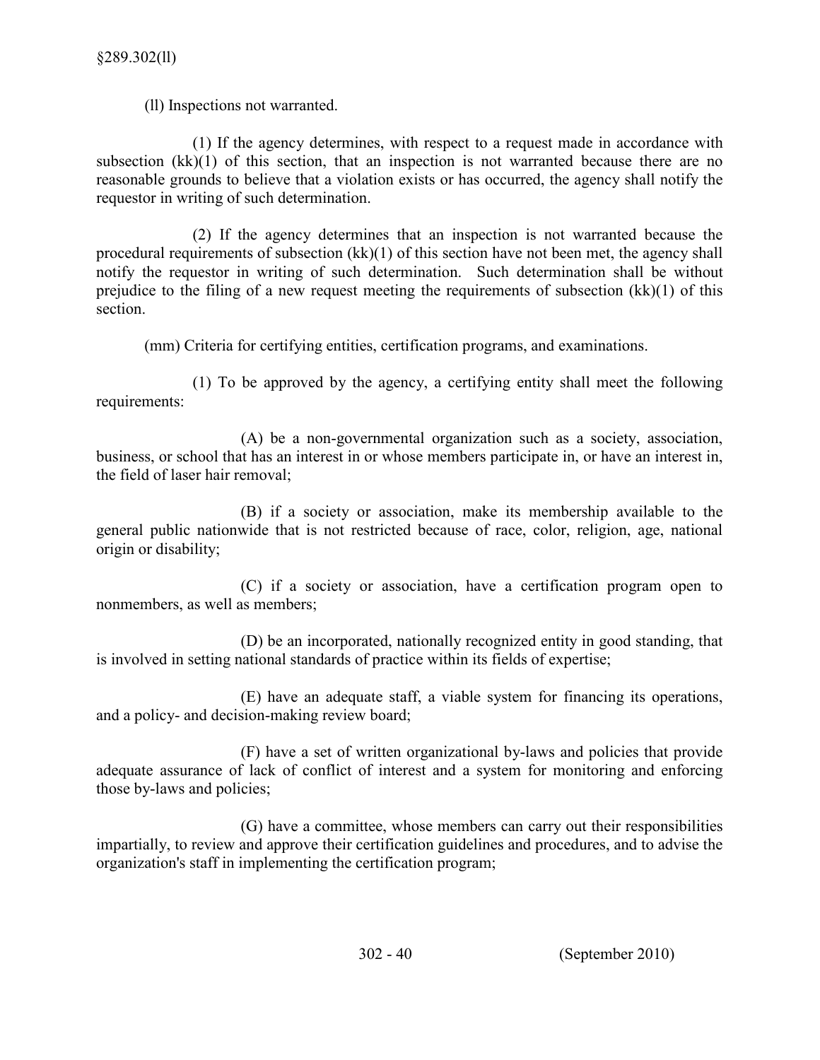(ll) Inspections not warranted.

(1) If the agency determines, with respect to a request made in accordance with subsection (kk)(1) of this section, that an inspection is not warranted because there are no reasonable grounds to believe that a violation exists or has occurred, the agency shall notify the requestor in writing of such determination.

(2) If the agency determines that an inspection is not warranted because the procedural requirements of subsection (kk)(1) of this section have not been met, the agency shall notify the requestor in writing of such determination. Such determination shall be without prejudice to the filing of a new request meeting the requirements of subsection (kk)(1) of this section.

(mm) Criteria for certifying entities, certification programs, and examinations.

(1) To be approved by the agency, a certifying entity shall meet the following requirements:

(A) be a non-governmental organization such as a society, association, business, or school that has an interest in or whose members participate in, or have an interest in, the field of laser hair removal;

(B) if a society or association, make its membership available to the general public nationwide that is not restricted because of race, color, religion, age, national origin or disability;

(C) if a society or association, have a certification program open to nonmembers, as well as members;

(D) be an incorporated, nationally recognized entity in good standing, that is involved in setting national standards of practice within its fields of expertise;

(E) have an adequate staff, a viable system for financing its operations, and a policy- and decision-making review board;

(F) have a set of written organizational by-laws and policies that provide adequate assurance of lack of conflict of interest and a system for monitoring and enforcing those by-laws and policies;

(G) have a committee, whose members can carry out their responsibilities impartially, to review and approve their certification guidelines and procedures, and to advise the organization's staff in implementing the certification program;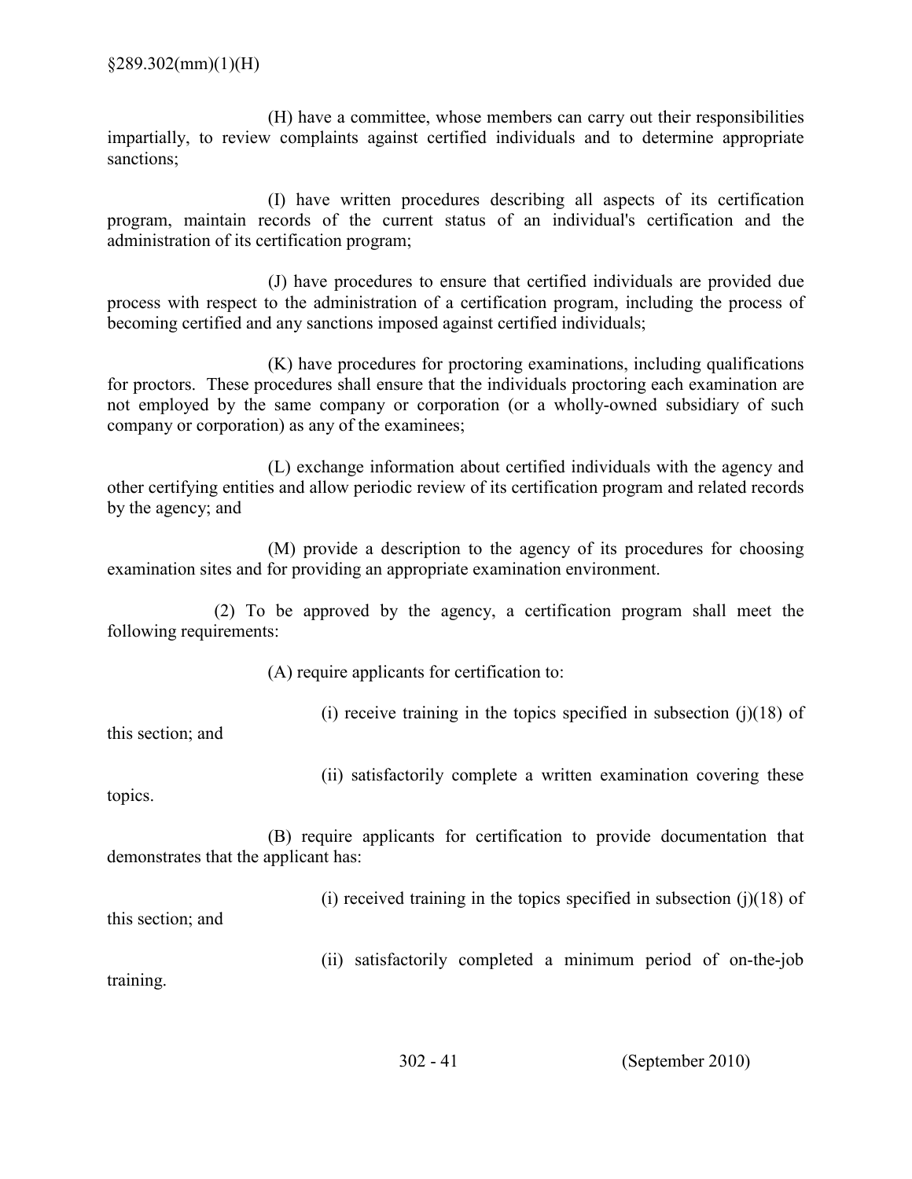(H) have a committee, whose members can carry out their responsibilities impartially, to review complaints against certified individuals and to determine appropriate sanctions;

(I) have written procedures describing all aspects of its certification program, maintain records of the current status of an individual's certification and the administration of its certification program;

(J) have procedures to ensure that certified individuals are provided due process with respect to the administration of a certification program, including the process of becoming certified and any sanctions imposed against certified individuals;

(K) have procedures for proctoring examinations, including qualifications for proctors. These procedures shall ensure that the individuals proctoring each examination are not employed by the same company or corporation (or a wholly-owned subsidiary of such company or corporation) as any of the examinees;

(L) exchange information about certified individuals with the agency and other certifying entities and allow periodic review of its certification program and related records by the agency; and

(M) provide a description to the agency of its procedures for choosing examination sites and for providing an appropriate examination environment.

(2) To be approved by the agency, a certification program shall meet the following requirements:

(A) require applicants for certification to:

(i) receive training in the topics specified in subsection (j)(18) of this section; and

(ii) satisfactorily complete a written examination covering these topics.

(B) require applicants for certification to provide documentation that demonstrates that the applicant has:

(i) received training in the topics specified in subsection (j)(18) of this section; and

(ii) satisfactorily completed a minimum period of on-the-job training.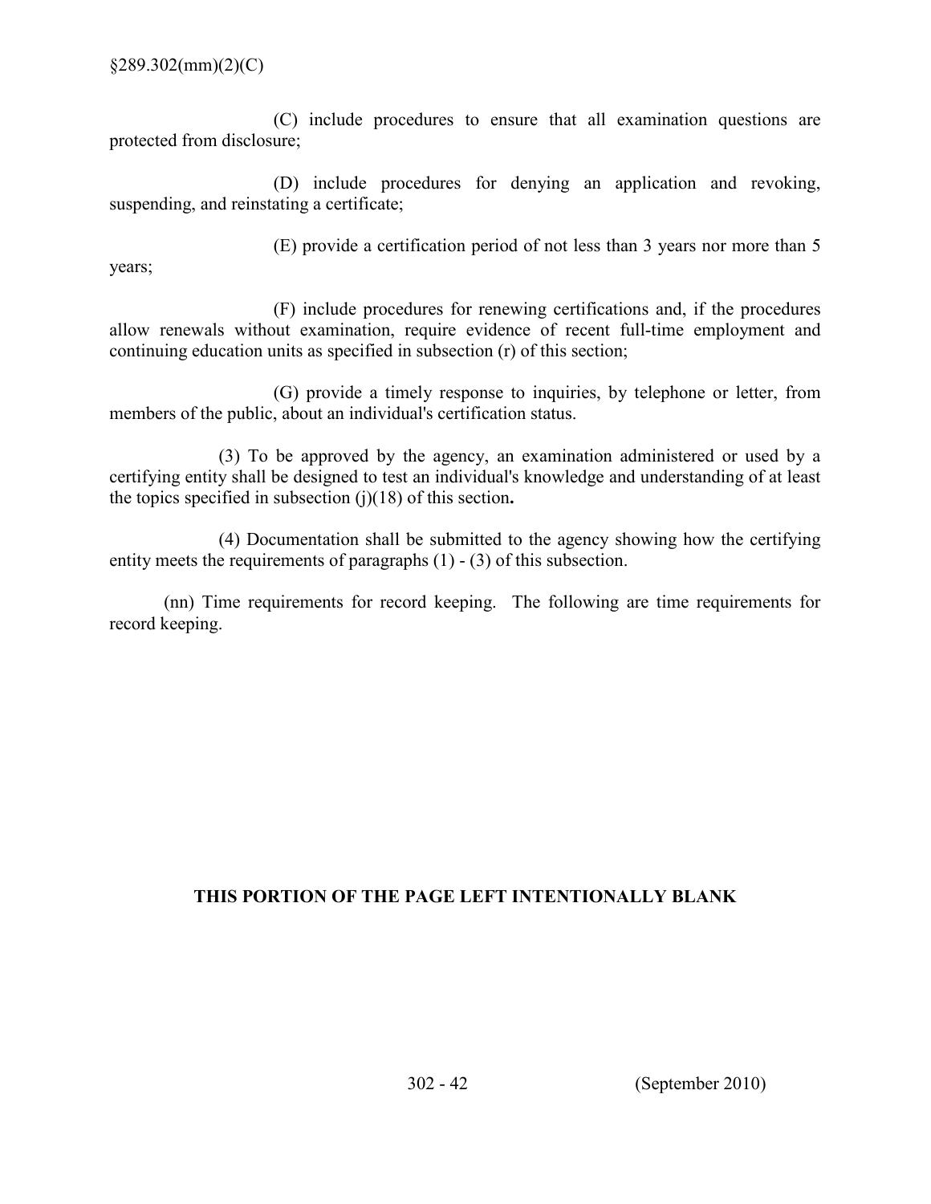(C) include procedures to ensure that all examination questions are protected from disclosure;

(D) include procedures for denying an application and revoking, suspending, and reinstating a certificate;

(E) provide a certification period of not less than 3 years nor more than 5 years;

(F) include procedures for renewing certifications and, if the procedures allow renewals without examination, require evidence of recent full-time employment and continuing education units as specified in subsection (r) of this section;

(G) provide a timely response to inquiries, by telephone or letter, from members of the public, about an individual's certification status.

(3) To be approved by the agency, an examination administered or used by a certifying entity shall be designed to test an individual's knowledge and understanding of at least the topics specified in subsection (j)(18) of this section**.**

(4) Documentation shall be submitted to the agency showing how the certifying entity meets the requirements of paragraphs (1) - (3) of this subsection.

(nn) Time requirements for record keeping. The following are time requirements for record keeping.

**THIS PORTION OF THE PAGE LEFT INTENTIONALLY BLANK**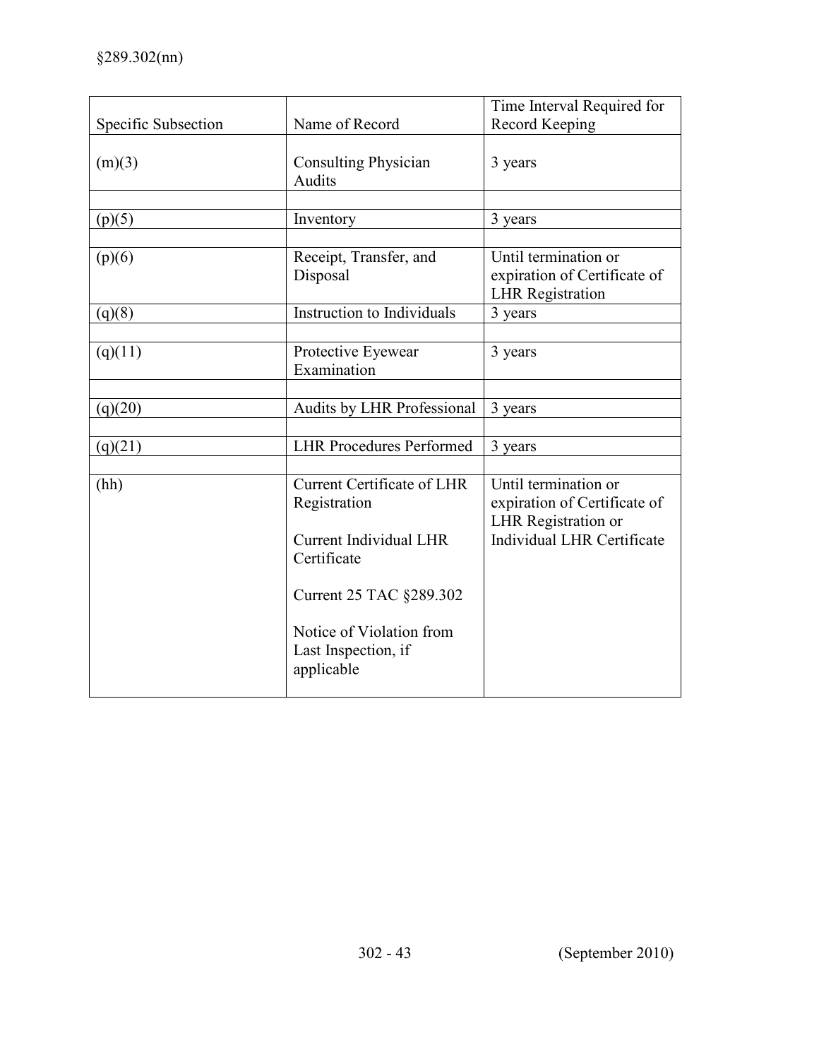§289.302(nn)

| Specific Subsection | Name of Record | Time Interval Required for Record Keeping |
|---|---|---|
| (m)(3) | Consulting Physician Audits | 3 years |
| | | |
| (p)(5) | Inventory | 3 years |
| | | |
| (p)(6) | Receipt, Transfer, and Disposal | Until termination or expiration of Certificate of LHR Registration |
| (q)(8) | Instruction to Individuals | 3 years |
| | | |
| (q)(11) | Protective Eyewear Examination | 3 years |
| | | |
| (q)(20) | Audits by LHR Professional | 3 years |
| | | |
| (q)(21) | LHR Procedures Performed | 3 years |
| | | |
| (hh) | Current Certificate of LHR Registration<br><br>Current Individual LHR Certificate<br><br>Current 25 TAC §289.302<br><br>Notice of Violation from Last Inspection, if applicable | Until termination or expiration of Certificate of LHR Registration or Individual LHR Certificate |

(September 2010)